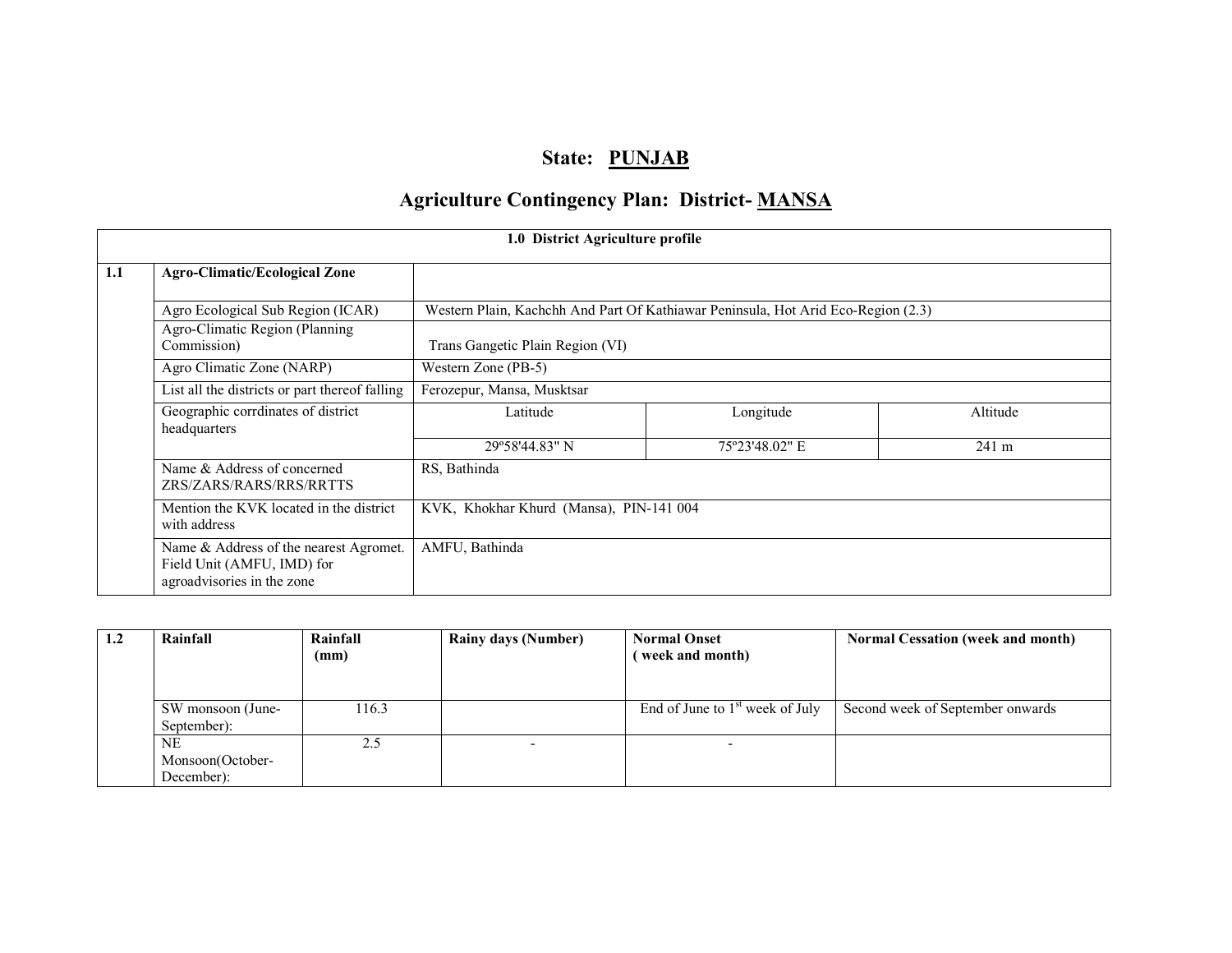# State: PUNJAB

## Agriculture Contingency Plan: District- MANSA

| 1.0 District Agriculture profile | | | | |
|---|---|---|---|---|
| 1.1 | **Agro-Climatic/Ecological Zone** | | | |
| | Agro Ecological Sub Region (ICAR) | Western Plain, Kachchh And Part Of Kathiawar Peninsula, Hot Arid Eco-Region (2.3) | | |
| | Agro-Climatic Region (Planning Commission) | Trans Gangetic Plain Region (VI) | | |
| | Agro Climatic Zone (NARP) | Western Zone (PB-5) | | |
| | List all the districts or part thereof falling | Ferozepur, Mansa, Musktsar | | |
| | Geographic corrdinates of district headquarters | Latitude | Longitude | Altitude |
| | | 29º58'44.83" N | 75º23'48.02" E | 241 m |
| | Name & Address of concerned ZRS/ZARS/RARS/RRS/RRTTS | RS, Bathinda | | |
| | Mention the KVK located in the district with address | KVK, Khokhar Khurd (Mansa), PIN-141 004 | | |
| | Name & Address of the nearest Agromet. Field Unit (AMFU, IMD) for agroadvisories in the zone | AMFU, Bathinda | | |

| 1.2 | **Rainfall** | **Rainfall (mm)** | **Rainy days (Number)** | **Normal Onset ( week and month)** | **Normal Cessation (week and month)** |
|---|---|---|---|---|---|
| | SW monsoon (June-September): | 116.3 | | End of June to 1st week of July | Second week of September onwards |
| | NE Monsoon(October-December): | 2.5 | - | - | |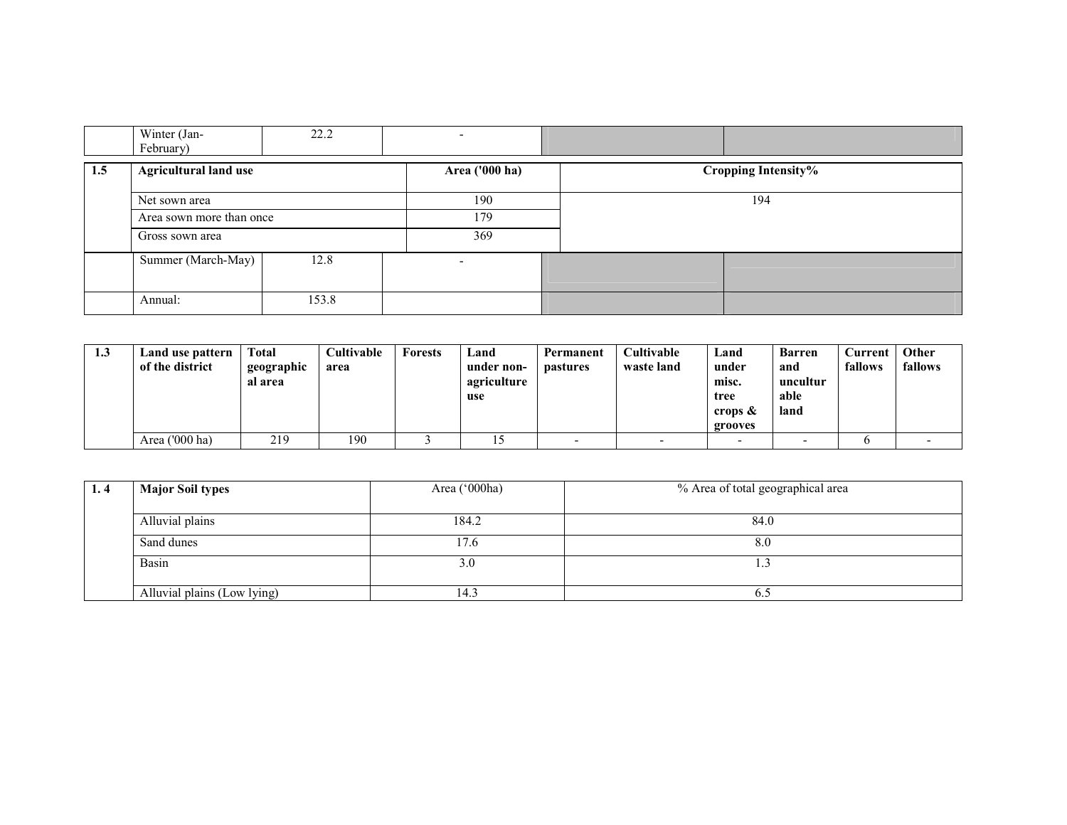| | Winter (Jan-February) | 22.2 | - | | |
|---|---|---|---|---|---|

| 1.5 | Agricultural land use | Area ('000 ha) | Cropping Intensity% |
|---|---|---|---|
| | Net sown area | 190 | 194 |
| | Area sown more than once | 179 | |
| | Gross sown area | 369 | |

| | Summer (March-May) | 12.8 | - | | |
|---|---|---|---|---|---|
| | Annual: | 153.8 | | | |

| 1.3 | Land use pattern of the district | Total geographical area | Cultivable area | Forests | Land under non-agriculture use | Permanent pastures | Cultivable waste land | Land under misc. tree crops & grooves | Barren and unculturable land | Current fallows | Other fallows |
|---|---|---|---|---|---|---|---|---|---|---|---|
| | Area ('000 ha) | 219 | 190 | 3 | 15 | - | - | - | - | 6 | - |

| 1. 4 | Major Soil types | Area ('000ha) | % Area of total geographical area |
|---|---|---|---|
| | Alluvial plains | 184.2 | 84.0 |
| | Sand dunes | 17.6 | 8.0 |
| | Basin | 3.0 | 1.3 |
| | Alluvial plains (Low lying) | 14.3 | 6.5 |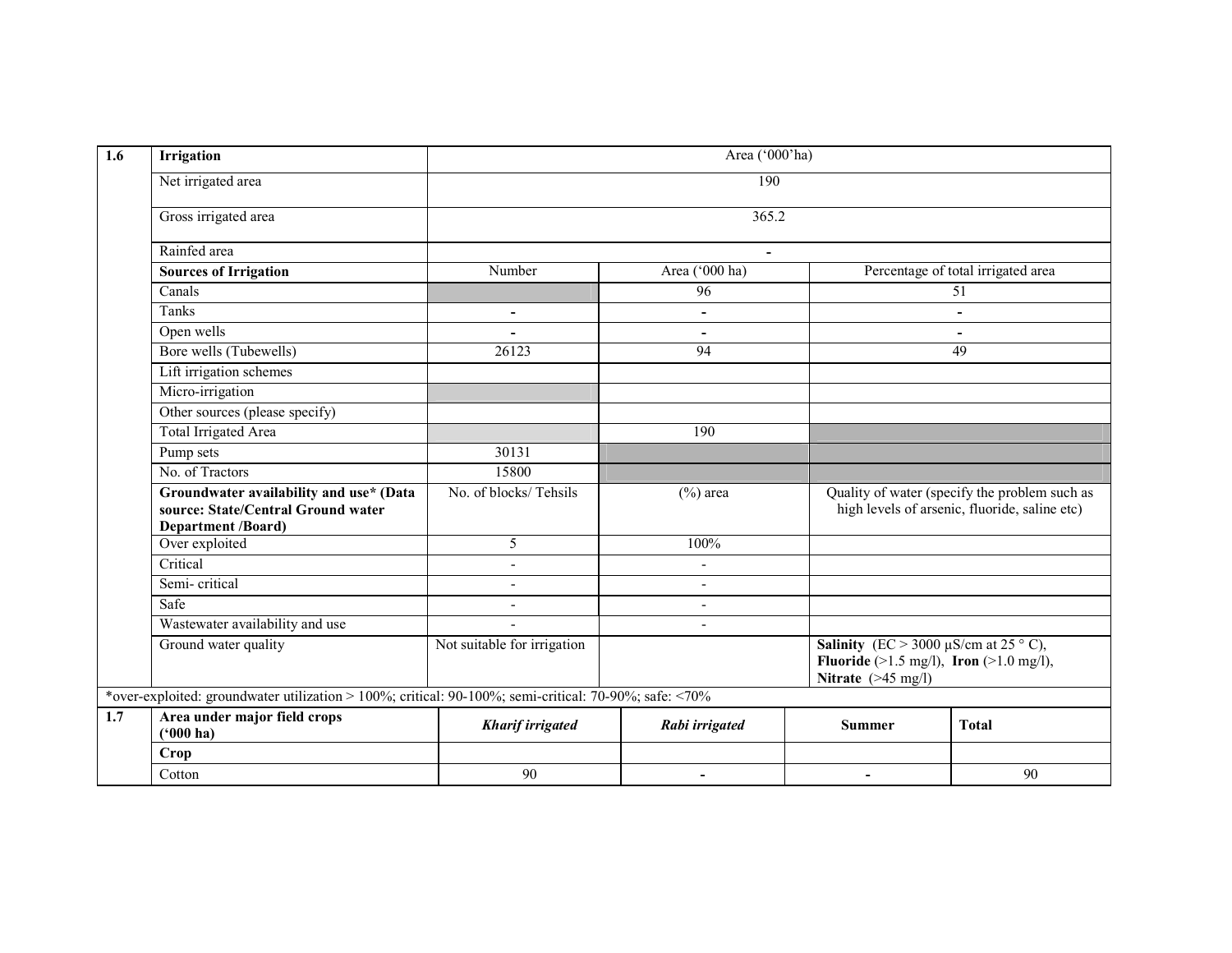| 1.6 | Irrigation | Area ('000'ha) | | |
|---|---|---|---|---|
| | Net irrigated area | 190 | | |
| | Gross irrigated area | 365.2 | | |
| | Rainfed area | - | | |
| | **Sources of Irrigation** | Number | Area ('000 ha) | Percentage of total irrigated area |
| | Canals | | 96 | 51 |
| | Tanks | - | - | - |
| | Open wells | - | - | - |
| | Bore wells (Tubewells) | 26123 | 94 | 49 |
| | Lift irrigation schemes | | | |
| | Micro-irrigation | | | |
| | Other sources (please specify) | | | |
| | Total Irrigated Area | | 190 | |
| | Pump sets | 30131 | | |
| | No. of Tractors | 15800 | | |
| | **Groundwater availability and use\* (Data source: State/Central Ground water Department /Board)** | No. of blocks/ Tehsils | (%) area | Quality of water (specify the problem such as high levels of arsenic, fluoride, saline etc) |
| | Over exploited | 5 | 100% | |
| | Critical | - | - | |
| | Semi- critical | - | - | |
| | Safe | - | - | |
| | Wastewater availability and use | - | - | |
| | Ground water quality | Not suitable for irrigation | | **Salinity** (EC > 3000 µS/cm at 25 ° C), **Fluoride** (>1.5 mg/l), **Iron** (>1.0 mg/l), **Nitrate** (>45 mg/l) |

*over-exploited: groundwater utilization > 100%; critical: 90-100%; semi-critical: 70-90%; safe: <70%

| 1.7 | Area under major field crops ('000 ha) | *Kharif irrigated* | *Rabi irrigated* | Summer | Total |
|---|---|---|---|---|---|
| | **Crop** | | | | |
| | Cotton | 90 | - | - | 90 |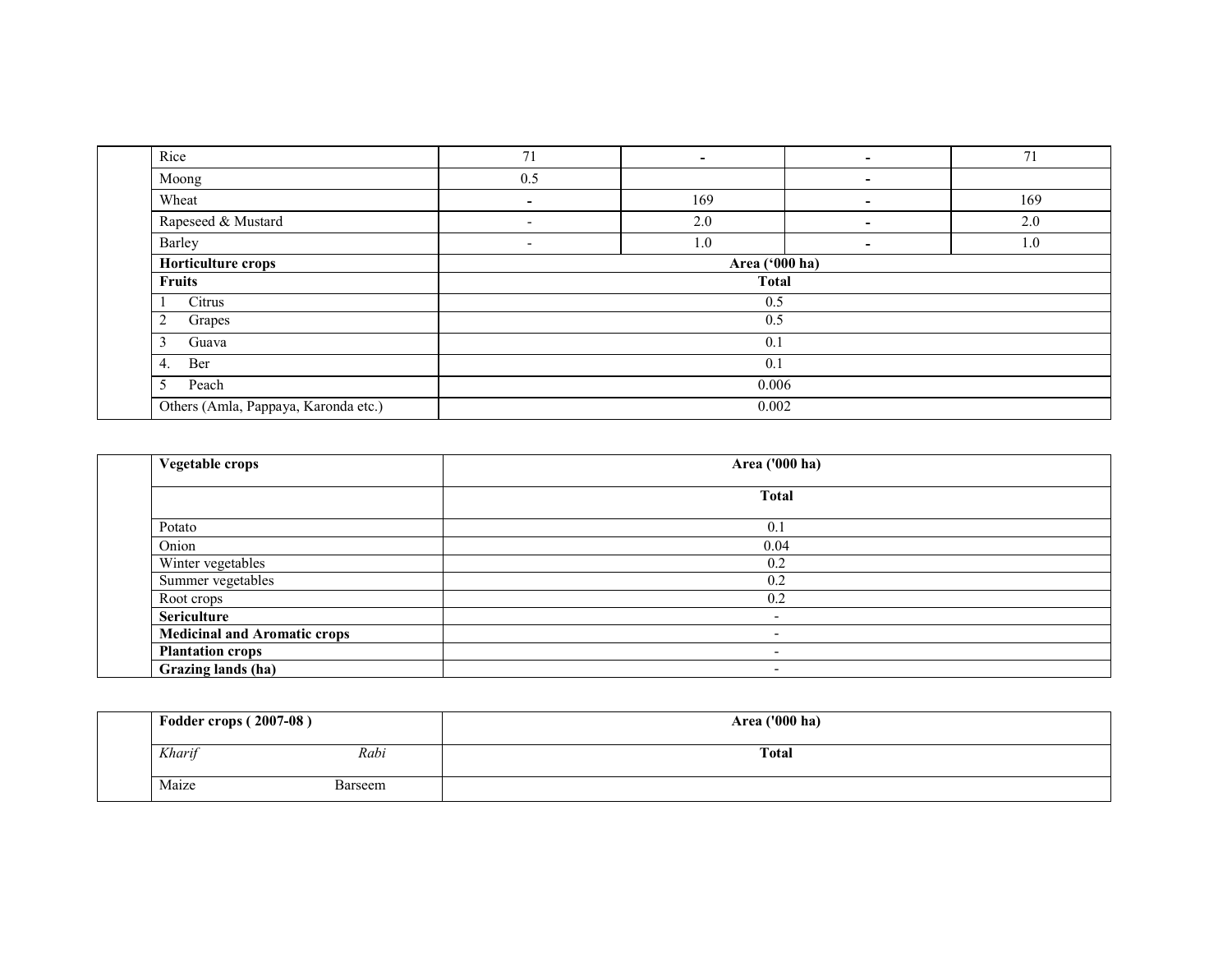| | | | | | |
|---|---|---|---|---|---|
| | Rice | 71 | - | - | 71 |
| | Moong | 0.5 | | - | |
| | Wheat | - | 169 | - | 169 |
| | Rapeseed & Mustard | - | 2.0 | - | 2.0 |
| | Barley | - | 1.0 | - | 1.0 |
| | **Horticulture crops** | **Area ('000 ha)** | | | |
| | **Fruits** | **Total** | | | |
| | 1 Citrus | 0.5 | | | |
| | 2 Grapes | 0.5 | | | |
| | 3 Guava | 0.1 | | | |
| | 4. Ber | 0.1 | | | |
| | 5 Peach | 0.006 | | | |
| | Others (Amla, Pappaya, Karonda etc.) | 0.002 | | | |

| | **Vegetable crops** | **Area ('000 ha)** |
|---|---|---|
| | | **Total** |
| | Potato | 0.1 |
| | Onion | 0.04 |
| | Winter vegetables | 0.2 |
| | Summer vegetables | 0.2 |
| | Root crops | 0.2 |
| | **Sericulture** | - |
| | **Medicinal and Aromatic crops** | - |
| | **Plantation crops** | - |
| | **Grazing lands (ha)** | - |

| | **Fodder crops ( 2007-08 )** | | **Area ('000 ha)** |
|---|---|---|---|
| | *Kharif* | *Rabi* | **Total** |
| | Maize | Barseem | |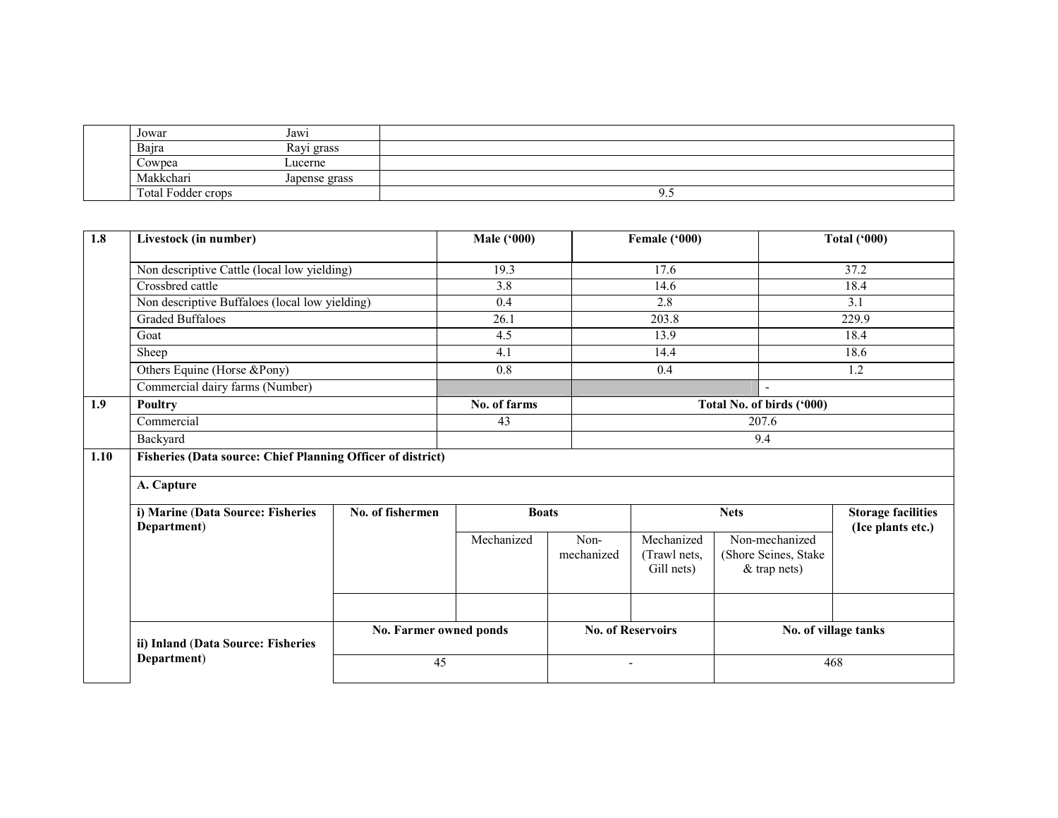| | | | |
|---|---|---|---|
| | Jowar | Jawi | |
| | Bajra | Rayi grass | |
| | Cowpea | Lucerne | |
| | Makkchari | Japense grass | |
| | Total Fodder crops | | 9.5 |

| 1.8 | Livestock (in number) | Male ('000) | Female ('000) | Total ('000) |
|---|---|---|---|---|
| | Non descriptive Cattle (local low yielding) | 19.3 | 17.6 | 37.2 |
| | Crossbred cattle | 3.8 | 14.6 | 18.4 |
| | Non descriptive Buffaloes (local low yielding) | 0.4 | 2.8 | 3.1 |
| | Graded Buffaloes | 26.1 | 203.8 | 229.9 |
| | Goat | 4.5 | 13.9 | 18.4 |
| | Sheep | 4.1 | 14.4 | 18.6 |
| | Others Equine (Horse &Pony) | 0.8 | 0.4 | 1.2 |
| | Commercial dairy farms (Number) | | | - |
| **1.9** | **Poultry** | **No. of farms** | **Total No. of birds ('000)** | |
| | Commercial | 43 | 207.6 | |
| | Backyard | | 9.4 | |

**1.10 Fisheries (Data source: Chief Planning Officer of district)**

**A. Capture**

| i) Marine (Data Source: Fisheries Department) | No. of fishermen | Boats | | Nets | | Storage facilities (Ice plants etc.) |
|---|---|---|---|---|---|---|
| | | Mechanized | Non-mechanized | Mechanized (Trawl nets, Gill nets) | Non-mechanized (Shore Seines, Stake & trap nets) | |
| | | | | | | |

| ii) Inland (Data Source: Fisheries Department) | No. Farmer owned ponds | No. of Reservoirs | No. of village tanks |
|---|---|---|---|
| | 45 | - | 468 |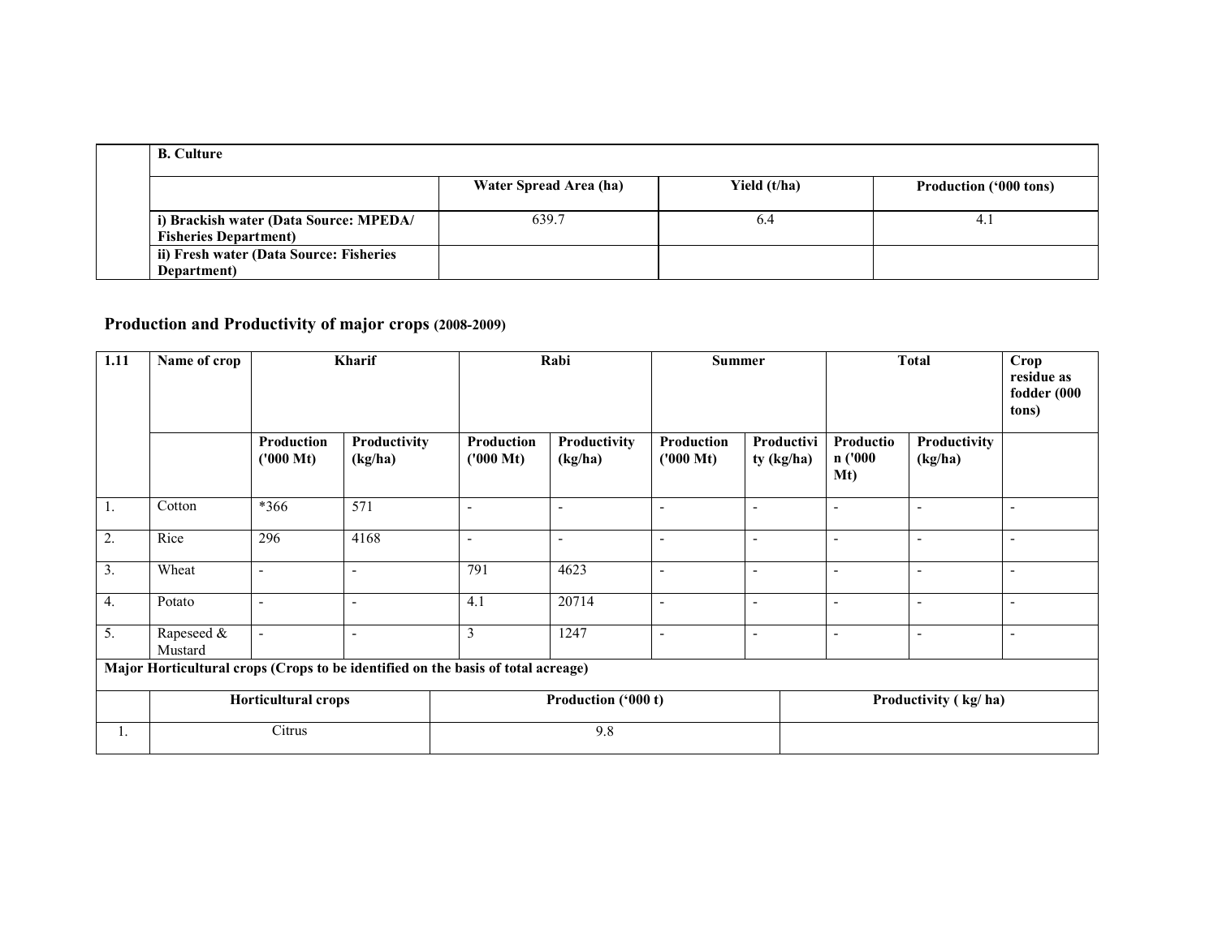| | B. Culture | | | |
|---|---|---|---|---|
| | | Water Spread Area (ha) | Yield (t/ha) | Production ('000 tons) |
| | i) Brackish water (Data Source: MPEDA/ Fisheries Department) | 639.7 | 6.4 | 4.1 |
| | ii) Fresh water (Data Source: Fisheries Department) | | | |

## Production and Productivity of major crops (2008-2009)

| 1.11 | Name of crop | Kharif | | Rabi | | Summer | | Total | | Crop residue as fodder (000 tons) |
|---|---|---|---|---|---|---|---|---|---|---|
| | | Production ('000 Mt) | Productivity (kg/ha) | Production ('000 Mt) | Productivity (kg/ha) | Production ('000 Mt) | Productivity (kg/ha) | Production ('000 Mt) | Productivity (kg/ha) | |
| 1. | Cotton | *366 | 571 | - | - | - | - | - | - | - |
| 2. | Rice | 296 | 4168 | - | - | - | - | - | - | - |
| 3. | Wheat | - | - | 791 | 4623 | - | - | - | - | - |
| 4. | Potato | - | - | 4.1 | 20714 | - | - | - | - | - |
| 5. | Rapeseed & Mustard | - | - | 3 | 1247 | - | - | - | - | - |

**Major Horticultural crops (Crops to be identified on the basis of total acreage)**

| | Horticultural crops | Production ('000 t) | Productivity ( kg/ ha) |
|---|---|---|---|
| 1. | Citrus | 9.8 | |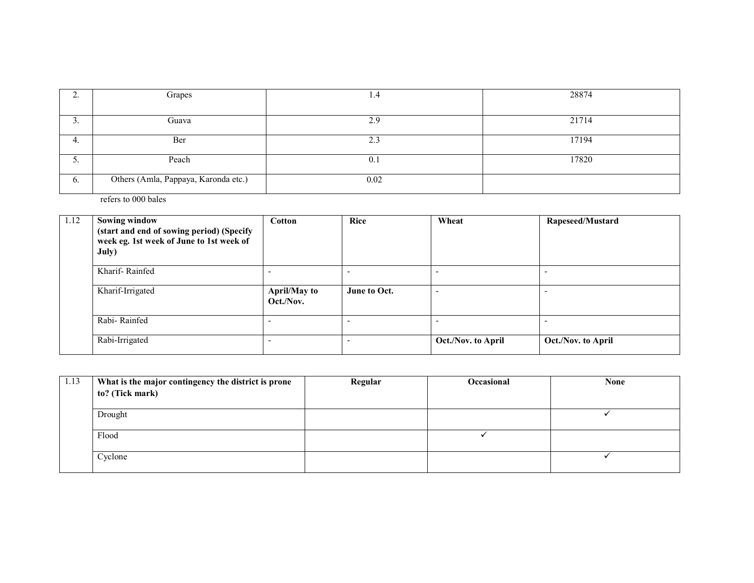| 2. | Grapes | 1.4 | 28874 |
|---|---|---|---|
| 3. | Guava | 2.9 | 21714 |
| 4. | Ber | 2.3 | 17194 |
| 5. | Peach | 0.1 | 17820 |
| 6. | Others (Amla, Pappaya, Karonda etc.) | 0.02 | |

refers to 000 bales

| 1.12 | **Sowing window (start and end of sowing period) (Specify week eg. 1st week of June to 1st week of July)** | **Cotton** | **Rice** | **Wheat** | **Rapeseed/Mustard** |
|---|---|---|---|---|---|
| | Kharif- Rainfed | - | - | - | - |
| | Kharif-Irrigated | **April/May to Oct./Nov.** | **June to Oct.** | - | - |
| | Rabi- Rainfed | - | - | - | - |
| | Rabi-Irrigated | - | - | **Oct./Nov. to April** | **Oct./Nov. to April** |

| 1.13 | **What is the major contingency the district is prone to? (Tick mark)** | **Regular** | **Occasional** | **None** |
|---|---|---|---|---|
| | Drought | | | ✓ |
| | Flood | | ✓ | |
| | Cyclone | | | ✓ |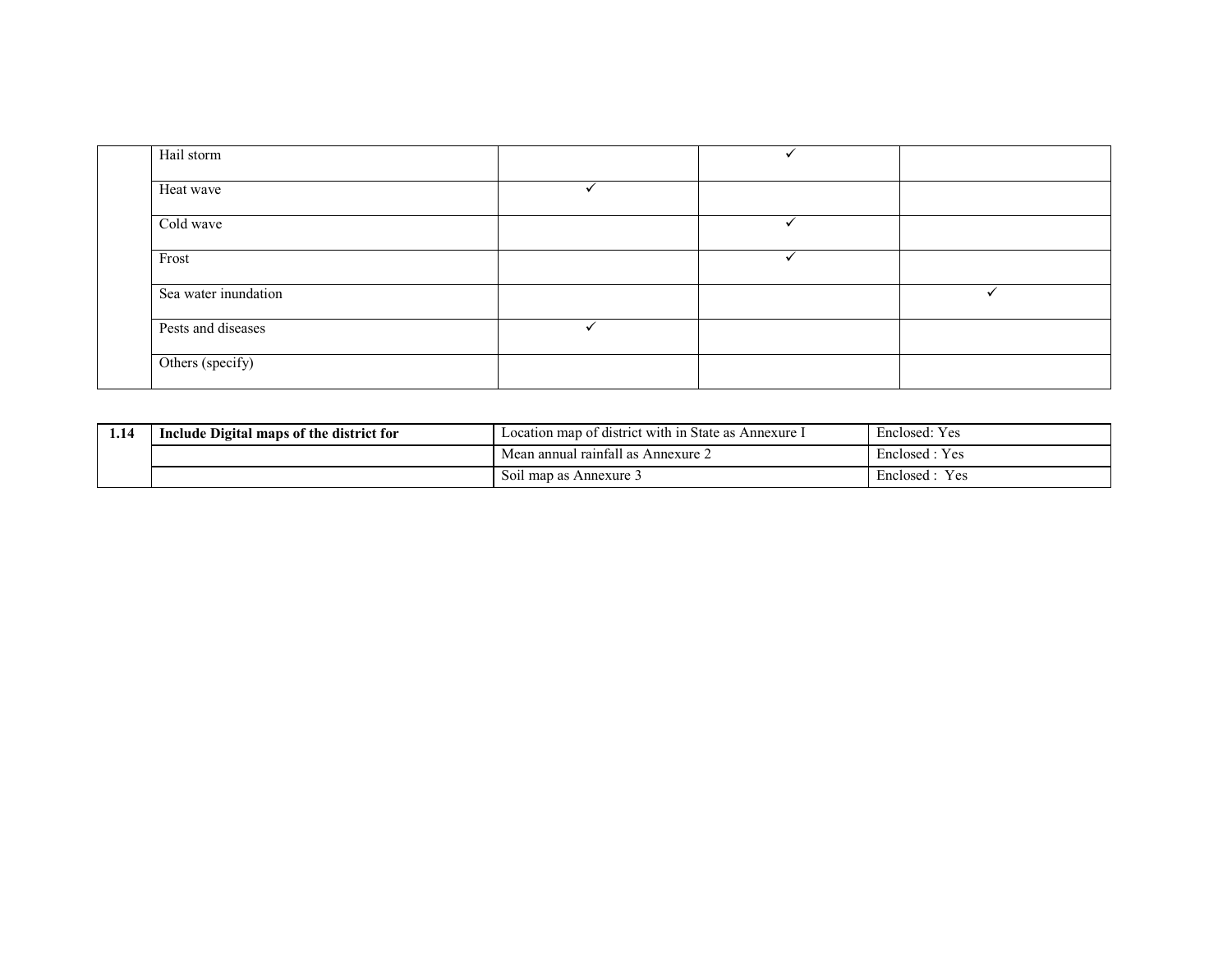|  |  |  |  |  |
|---|---|---|---|---|
|  | Hail storm |  | ✓ |  |
|  | Heat wave | ✓ |  |  |
|  | Cold wave |  | ✓ |  |
|  | Frost |  | ✓ |  |
|  | Sea water inundation |  |  | ✓ |
|  | Pests and diseases | ✓ |  |  |
|  | Others (specify) |  |  |  |

| 1.14 | Include Digital maps of the district for | Location map of district with in State as Annexure I | Enclosed: Yes |
|---|---|---|---|
|  |  | Mean annual rainfall as Annexure 2 | Enclosed : Yes |
|  |  | Soil map as Annexure 3 | Enclosed : Yes |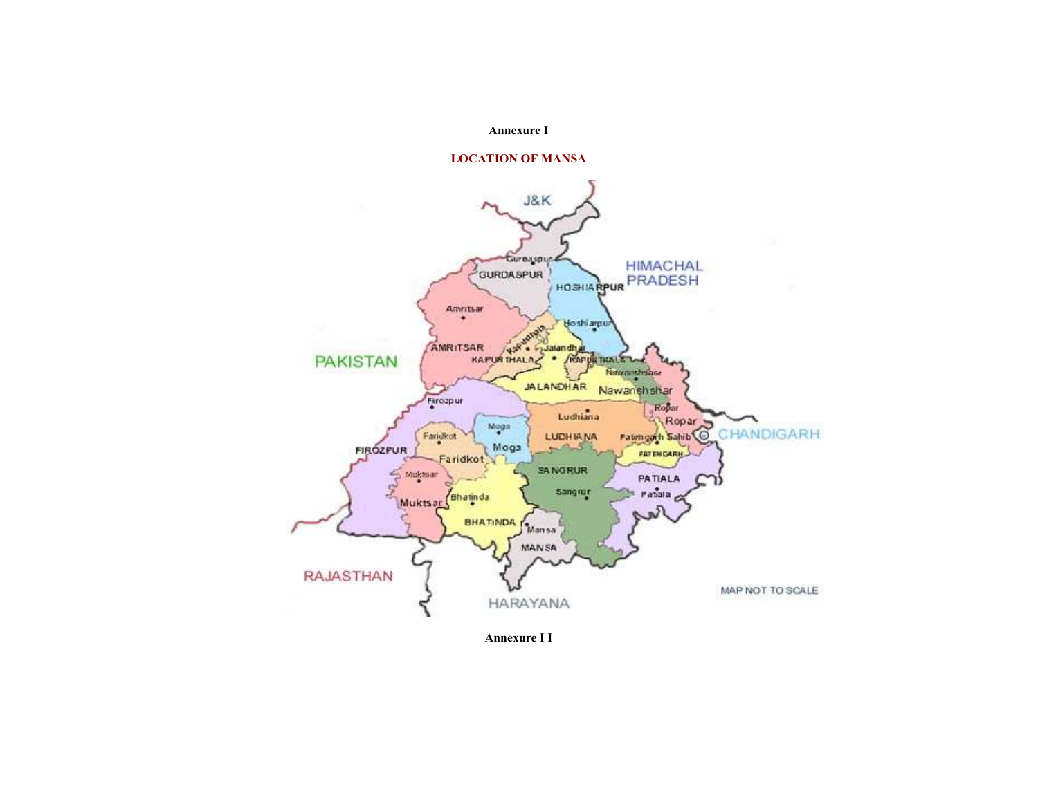**Annexure I**

**LOCATION OF MANSA**

**Annexure I I**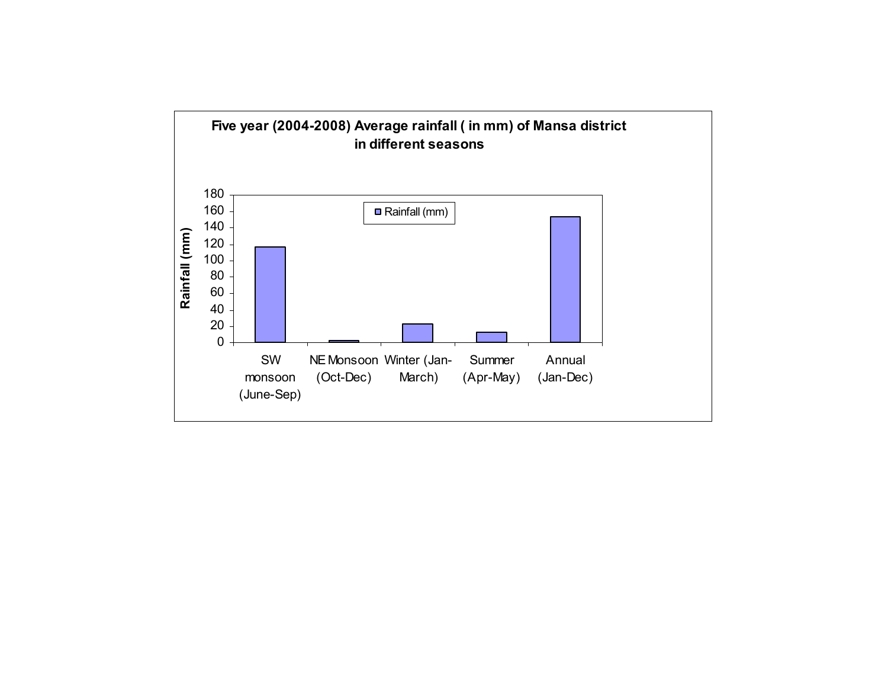**Five year (2004-2008) Average rainfall ( in mm) of Mansa district in different seasons**

Rainfall (mm)

180
160
140
120
100
80
60
40
20
0

▪ Rainfall (mm)

SW monsoon (June-Sep) | NE Monsoon (Oct-Dec) | Winter (Jan-March) | Summer (Apr-May) | Annual (Jan-Dec)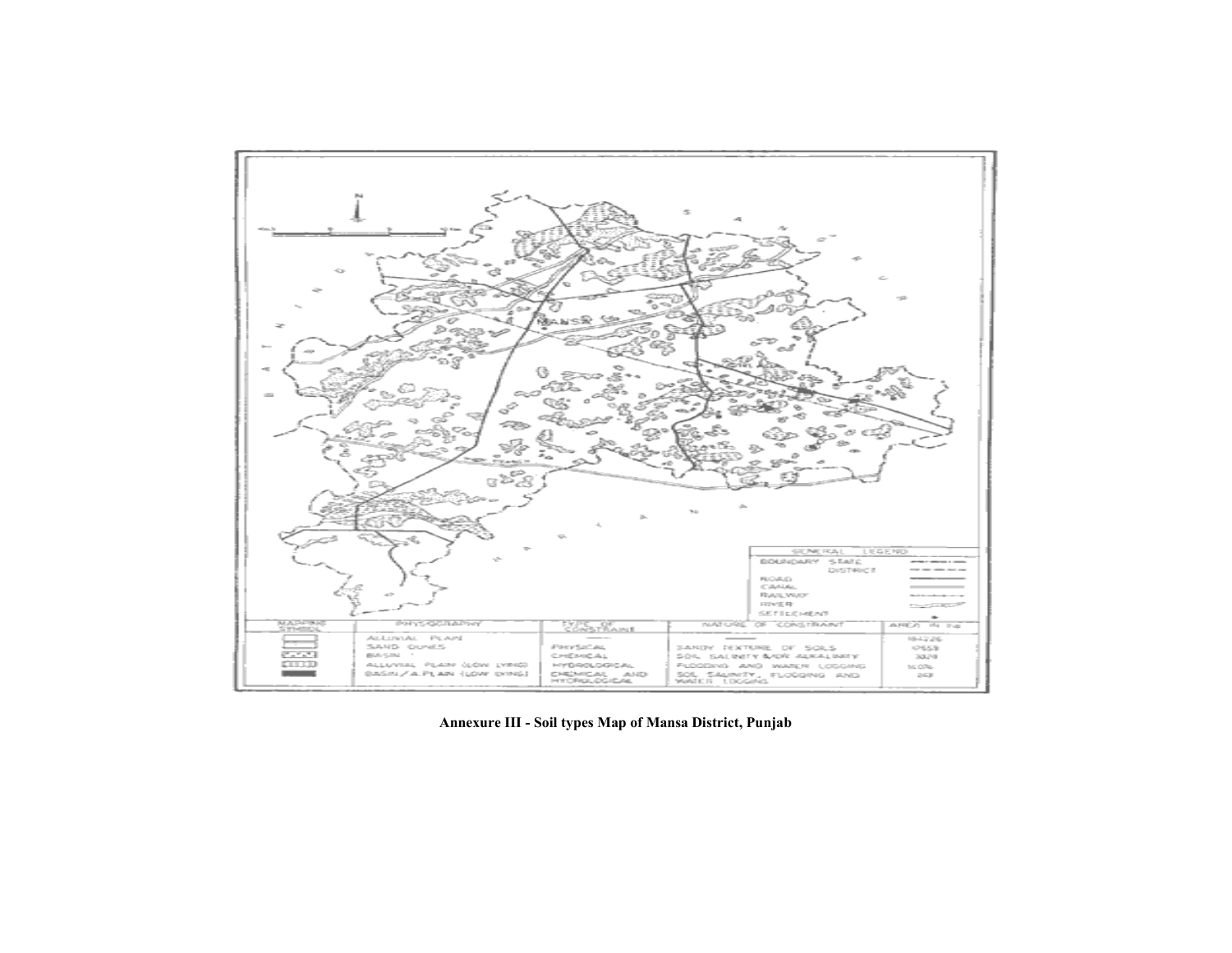| MAPPING SYMBOL | PHYSIOGRAPHY | TYPE OF CONSTRAINT | NATURE OF CONSTRAINT | AREA IN ha |
|---|---|---|---|---|
| | ALLUVIAL PLAIN | — | — | 184226 |
| | SAND DUNES | PHYSICAL | SANDY TEXTURE OF SOILS | 10558 |
| | BASIN | CHEMICAL | SOIL SALINITY &/OR ALKALINITY | 3828 |
| | ALLUVIAL PLAIN (LOW LYING) | HYDROLOGICAL | FLOODING AND WATER LOGGING | 1606 |
| | BASIN / A.PLAIN (LOW LYING) | CHEMICAL AND HYDROLOGICAL | SOIL SALINITY, FLOODING AND WATER LOGGING | 213 |

**Annexure III - Soil types Map of Mansa District, Punjab**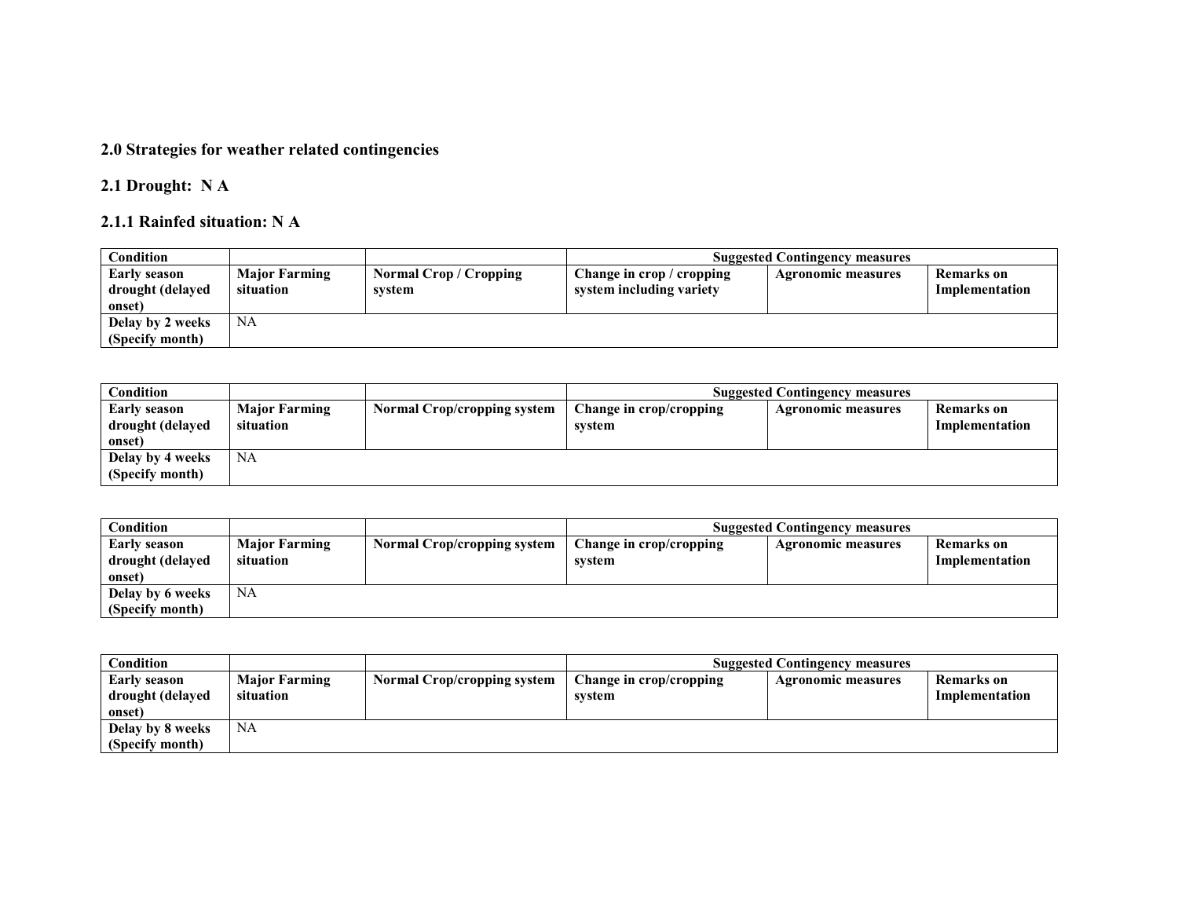## 2.0 Strategies for weather related contingencies

### 2.1 Drought: N A

#### 2.1.1 Rainfed situation: N A

| Condition | | | Suggested Contingency measures | | |
|---|---|---|---|---|---|
| **Early season drought (delayed onset)** | **Major Farming situation** | **Normal Crop / Cropping system** | **Change in crop / cropping system including variety** | **Agronomic measures** | **Remarks on Implementation** |
| **Delay by 2 weeks (Specify month)** | NA | | | | |

| Condition | | | Suggested Contingency measures | | |
|---|---|---|---|---|---|
| **Early season drought (delayed onset)** | **Major Farming situation** | **Normal Crop/cropping system** | **Change in crop/cropping system** | **Agronomic measures** | **Remarks on Implementation** |
| **Delay by 4 weeks (Specify month)** | NA | | | | |

| Condition | | | Suggested Contingency measures | | |
|---|---|---|---|---|---|
| **Early season drought (delayed onset)** | **Major Farming situation** | **Normal Crop/cropping system** | **Change in crop/cropping system** | **Agronomic measures** | **Remarks on Implementation** |
| **Delay by 6 weeks (Specify month)** | NA | | | | |

| Condition | | | Suggested Contingency measures | | |
|---|---|---|---|---|---|
| **Early season drought (delayed onset)** | **Major Farming situation** | **Normal Crop/cropping system** | **Change in crop/cropping system** | **Agronomic measures** | **Remarks on Implementation** |
| **Delay by 8 weeks (Specify month)** | NA | | | | |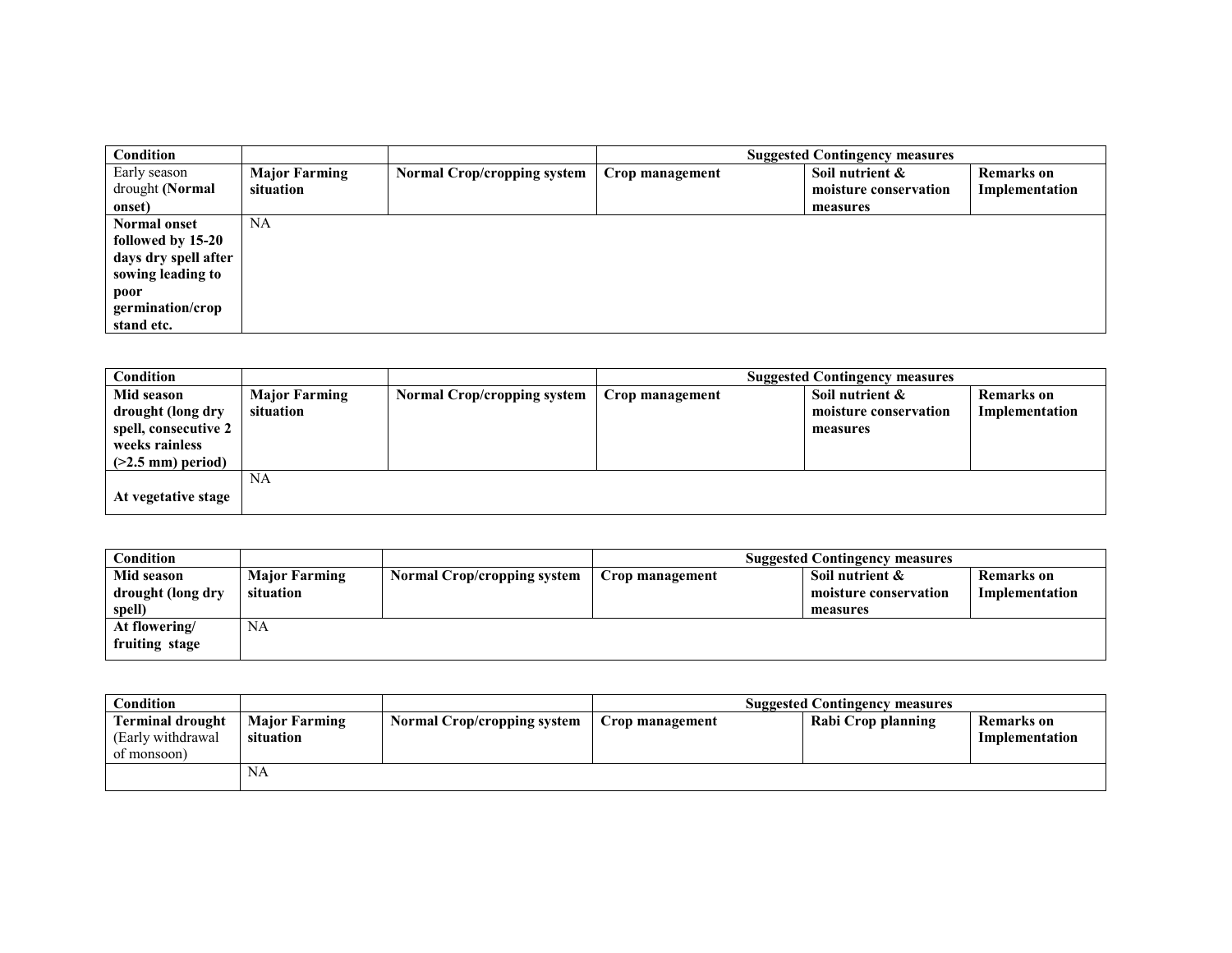| Condition | | | Suggested Contingency measures | | |
|---|---|---|---|---|---|
| Early season drought **(Normal onset)** | **Major Farming situation** | **Normal Crop/cropping system** | **Crop management** | **Soil nutrient & moisture conservation measures** | **Remarks on Implementation** |
| **Normal onset followed by 15-20 days dry spell after sowing leading to poor germination/crop stand etc.** | NA | | | | |

| Condition | | | Suggested Contingency measures | | |
|---|---|---|---|---|---|
| **Mid season drought (long dry spell, consecutive 2 weeks rainless (>2.5 mm) period)** | **Major Farming situation** | **Normal Crop/cropping system** | **Crop management** | **Soil nutrient & moisture conservation measures** | **Remarks on Implementation** |
| **At vegetative stage** | NA | | | | |

| Condition | | | Suggested Contingency measures | | |
|---|---|---|---|---|---|
| **Mid season drought (long dry spell)** | **Major Farming situation** | **Normal Crop/cropping system** | **Crop management** | **Soil nutrient & moisture conservation measures** | **Remarks on Implementation** |
| **At flowering/ fruiting stage** | NA | | | | |

| Condition | | | Suggested Contingency measures | | |
|---|---|---|---|---|---|
| **Terminal drought** (Early withdrawal of monsoon) | **Major Farming situation** | **Normal Crop/cropping system** | **Crop management** | **Rabi Crop planning** | **Remarks on Implementation** |
| | NA | | | | |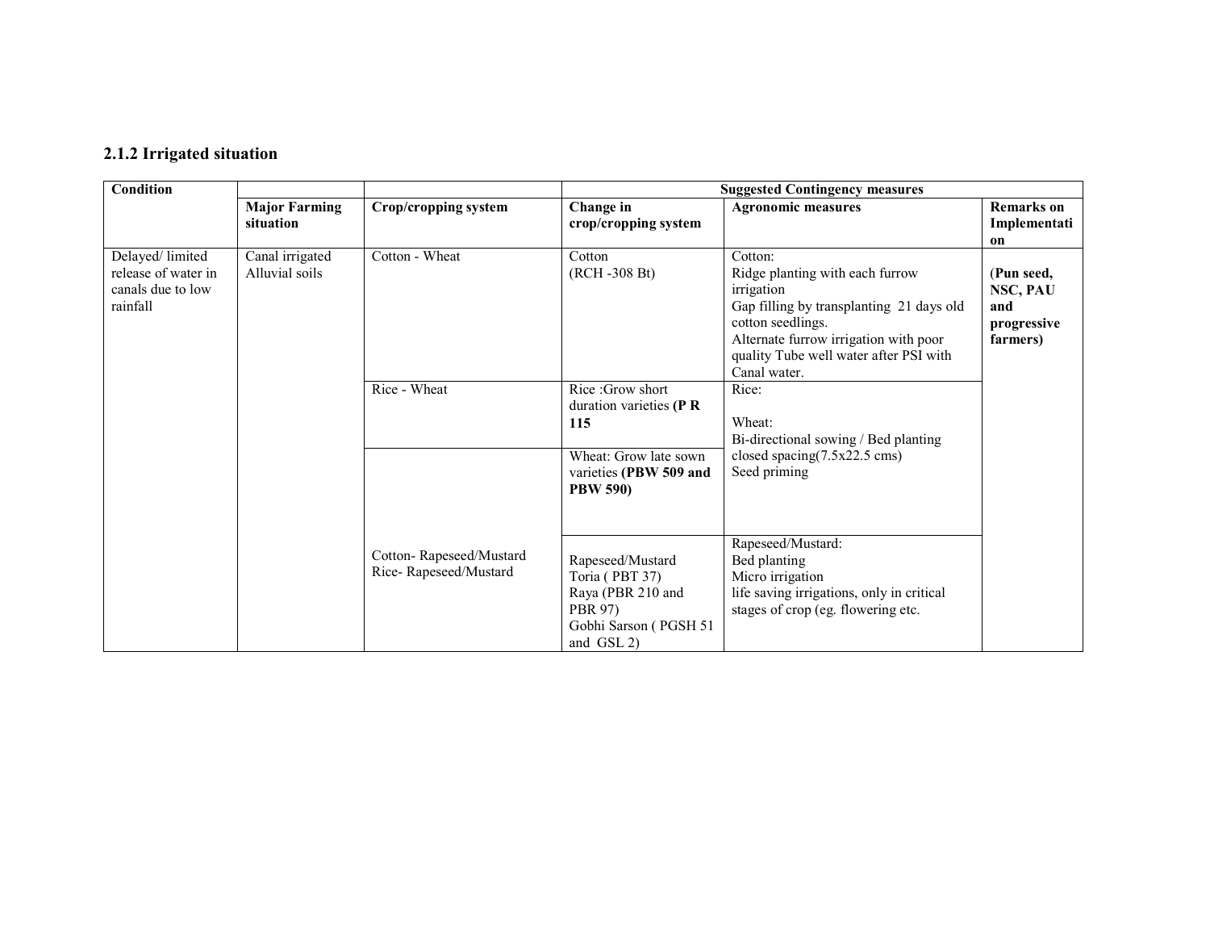### 2.1.2 Irrigated situation

| Condition | Major Farming situation | Crop/cropping system | Suggested Contingency measures | | |
|---|---|---|---|---|---|
| | | | Change in crop/cropping system | Agronomic measures | Remarks on Implementation |
| Delayed/ limited release of water in canals due to low rainfall | Canal irrigated Alluvial soils | Cotton - Wheat | Cotton (RCH -308 Bt) | Cotton:<br>Ridge planting with each furrow irrigation<br>Gap filling by transplanting 21 days old cotton seedlings.<br>Alternate furrow irrigation with poor quality Tube well water after PSI with Canal water. | (**Pun seed, NSC, PAU and progressive farmers)** |
| | | Rice - Wheat | Rice :Grow short duration varieties **(P R 115** | Rice:<br><br>Wheat:<br>Bi-directional sowing / Bed planting closed spacing(7.5x22.5 cms)<br>Seed priming | |
| | | | Wheat: Grow late sown varieties **(PBW 509 and PBW 590)** | | |
| | | Cotton- Rapeseed/Mustard<br>Rice- Rapeseed/Mustard | Rapeseed/Mustard<br>Toria ( PBT 37)<br>Raya (PBR 210 and PBR 97)<br>Gobhi Sarson ( PGSH 51 and GSL 2) | Rapeseed/Mustard:<br>Bed planting<br>Micro irrigation<br>life saving irrigations, only in critical stages of crop (eg. flowering etc. | |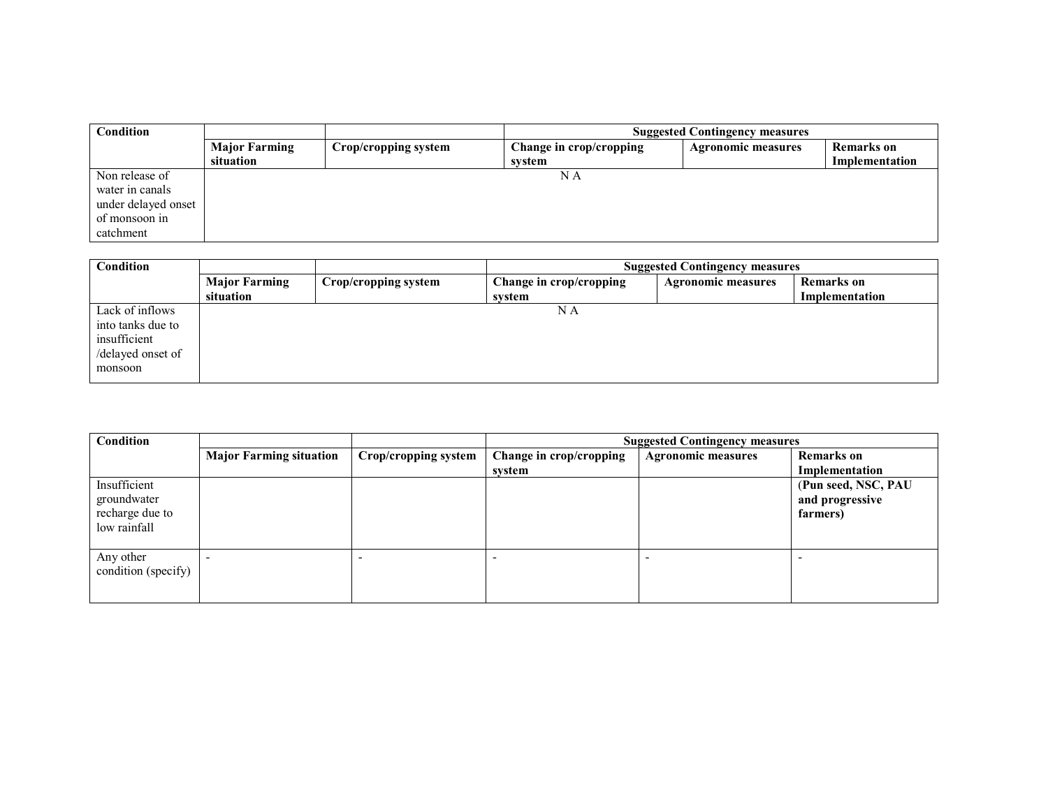| Condition | | | Suggested Contingency measures | | |
|---|---|---|---|---|---|
| | **Major Farming situation** | **Crop/cropping system** | **Change in crop/cropping system** | **Agronomic measures** | **Remarks on Implementation** |
| Non release of water in canals under delayed onset of monsoon in catchment | N A | | | | |

| Condition | | | Suggested Contingency measures | | |
|---|---|---|---|---|---|
| | **Major Farming situation** | **Crop/cropping system** | **Change in crop/cropping system** | **Agronomic measures** | **Remarks on Implementation** |
| Lack of inflows into tanks due to insufficient /delayed onset of monsoon | N A | | | | |

| Condition | | | Suggested Contingency measures | | |
|---|---|---|---|---|---|
| | **Major Farming situation** | **Crop/cropping system** | **Change in crop/cropping system** | **Agronomic measures** | **Remarks on Implementation** |
| Insufficient groundwater recharge due to low rainfall | | | | | **(Pun seed, NSC, PAU and progressive farmers)** |
| Any other condition (specify) | - | - | - | - | - |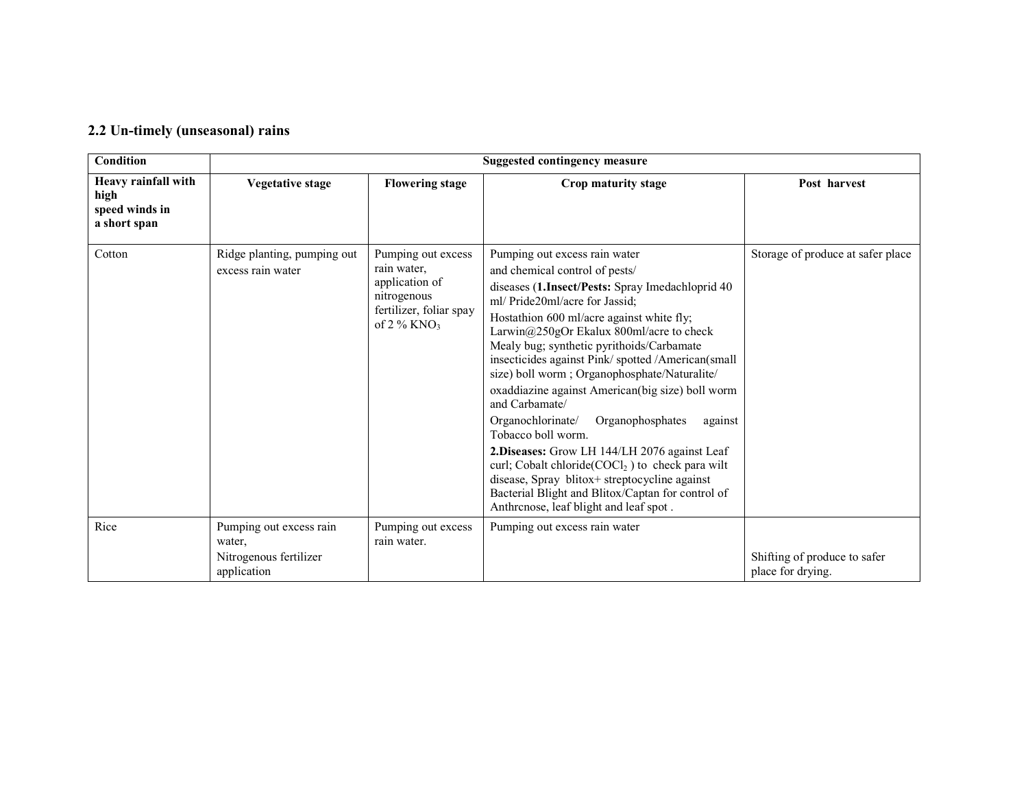## 2.2 Un-timely (unseasonal) rains

| Condition | Suggested contingency measure | | | |
|---|---|---|---|---|
| **Heavy rainfall with high speed winds in a short span** | **Vegetative stage** | **Flowering stage** | **Crop maturity stage** | **Post harvest** |
| Cotton | Ridge planting, pumping out excess rain water | Pumping out excess rain water, application of nitrogenous fertilizer, foliar spray of 2 % $KNO_3$ | Pumping out excess rain water and chemical control of pests/ diseases (**1.Insect/Pests:** Spray Imedachloprid 40 ml/ Pride20ml/acre for Jassid; Hostathion 600 ml/acre against white fly; Larwin@250gOr Ekalux 800ml/acre to check Mealy bug; synthetic pyrithoids/Carbamate insecticides against Pink/ spotted /American(small size) boll worm ; Organophosphate/Naturalite/ oxaddiazine against American(big size) boll worm and Carbamate/ Organochlorinate/ Organophosphates against Tobacco boll worm. **2.Diseases:** Grow LH 144/LH 2076 against Leaf curl; Cobalt chloride($COCl_2$ ) to check para wilt disease, Spray blitox+ streptocycline against Bacterial Blight and Blitox/Captan for control of Anthrcnose, leaf blight and leaf spot . | Storage of produce at safer place |
| Rice | Pumping out excess rain water, Nitrogenous fertilizer application | Pumping out excess rain water. | Pumping out excess rain water | Shifting of produce to safer place for drying. |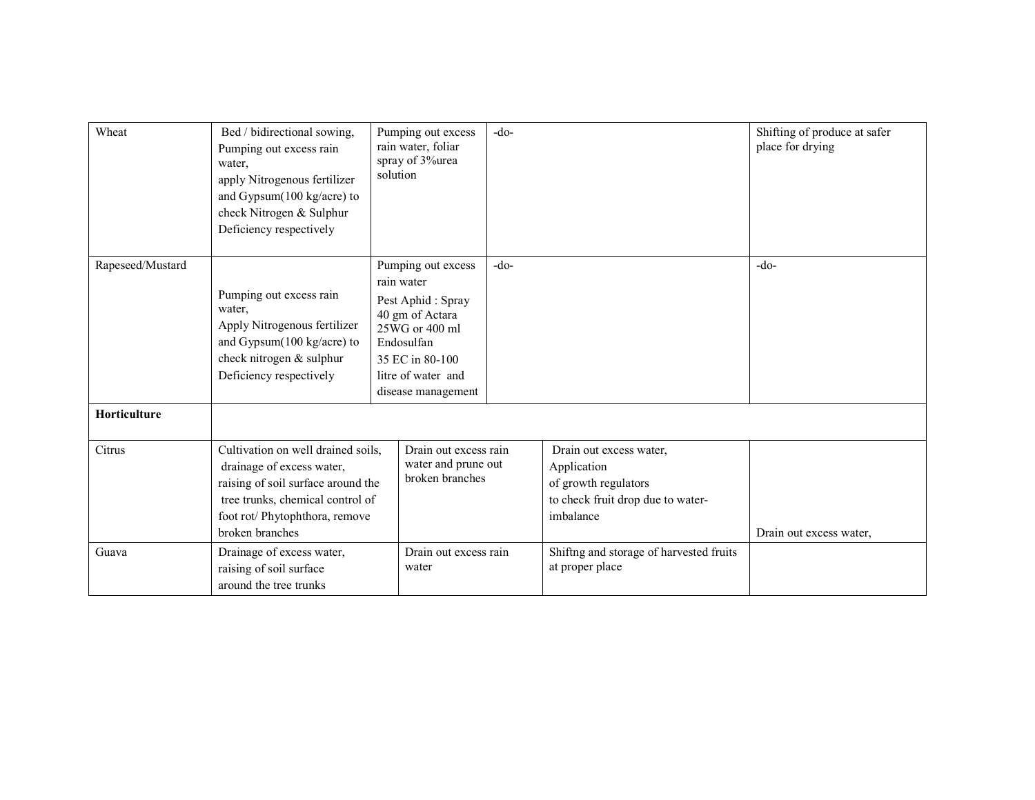| Wheat | Bed / bidirectional sowing, Pumping out excess rain water, apply Nitrogenous fertilizer and Gypsum(100 kg/acre) to check Nitrogen & Sulphur Deficiency respectively | Pumping out excess rain water, foliar spray of 3%urea solution | -do- | Shifting of produce at safer place for drying |
|---|---|---|---|---|
| Rapeseed/Mustard | Pumping out excess rain water, Apply Nitrogenous fertilizer and Gypsum(100 kg/acre) to check nitrogen & sulphur Deficiency respectively | Pumping out excess rain water<br>Pest Aphid : Spray 40 gm of Actara 25WG or 400 ml Endosulfan 35 EC in 80-100 litre of water and disease management | -do- | -do- |
| **Horticulture** | | | | |
| Citrus | Cultivation on well drained soils, drainage of excess water, raising of soil surface around the tree trunks, chemical control of foot rot/ Phytophthora, remove broken branches | Drain out excess rain water and prune out broken branches | Drain out excess water, Application of growth regulators to check fruit drop due to water-imbalance | Drain out excess water, |
| Guava | Drainage of excess water, raising of soil surface around the tree trunks | Drain out excess rain water | Shiftng and storage of harvested fruits at proper place | |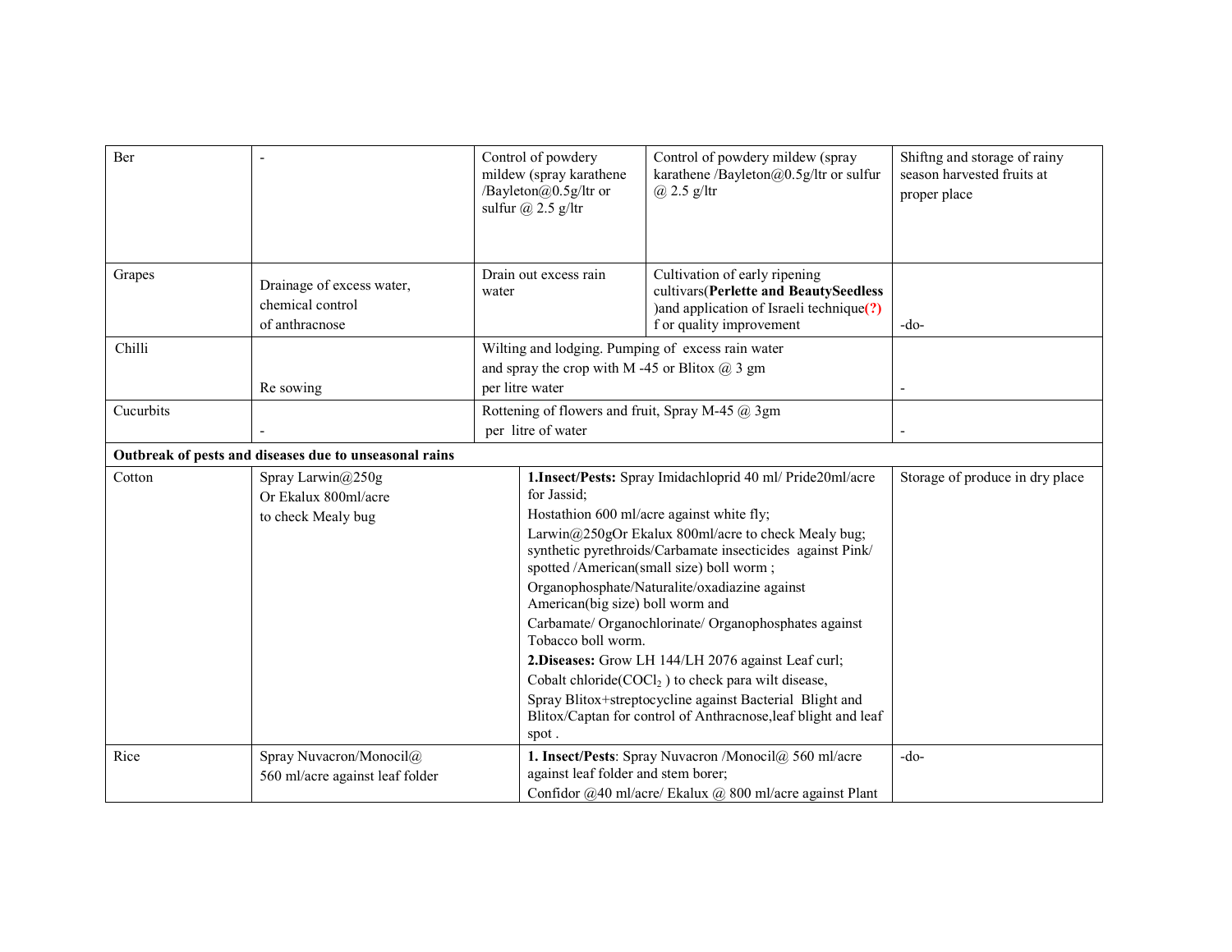| | | | | |
|---|---|---|---|---|
| Ber | - | Control of powdery mildew (spray karathene /Bayleton@0.5g/ltr or sulfur @ 2.5 g/ltr | Control of powdery mildew (spray karathene /Bayleton@0.5g/ltr or sulfur @ 2.5 g/ltr | Shiftng and storage of rainy season harvested fruits at proper place |
| Grapes | Drainage of excess water, chemical control of anthracnose | Drain out excess rain water | Cultivation of early ripening cultivars(**Perlette and BeautySeedless** )and application of Israeli technique**(?)** f or quality improvement | -do- |
| Chilli | Re sowing | Wilting and lodging. Pumping of excess rain water and spray the crop with M -45 or Blitox @ 3 gm per litre water | | - |
| Cucurbits | - | Rottening of flowers and fruit, Spray M-45 @ 3gm per litre of water | | - |
| **Outbreak of pests and diseases due to unseasonal rains** | | | | |
| Cotton | Spray Larwin@250g Or Ekalux 800ml/acre to check Mealy bug | **1.Insect/Pests:** Spray Imidachloprid 40 ml/ Pride20ml/acre for Jassid; Hostathion 600 ml/acre against white fly; Larwin@250gOr Ekalux 800ml/acre to check Mealy bug; synthetic pyrethroids/Carbamate insecticides against Pink/ spotted /American(small size) boll worm ; Organophosphate/Naturalite/oxadiazine against American(big size) boll worm and Carbamate/ Organochlorinate/ Organophosphates against Tobacco boll worm. **2.Diseases:** Grow LH 144/LH 2076 against Leaf curl; Cobalt chloride($COCl_2$ ) to check para wilt disease, Spray Blitox+streptocycline against Bacterial Blight and Blitox/Captan for control of Anthracnose,leaf blight and leaf spot . | | Storage of produce in dry place |
| Rice | Spray Nuvacron/Monocil@ 560 ml/acre against leaf folder | **1. Insect/Pests**: Spray Nuvacron /Monocil@ 560 ml/acre against leaf folder and stem borer; Confidor @40 ml/acre/ Ekalux @ 800 ml/acre against Plant | | -do- |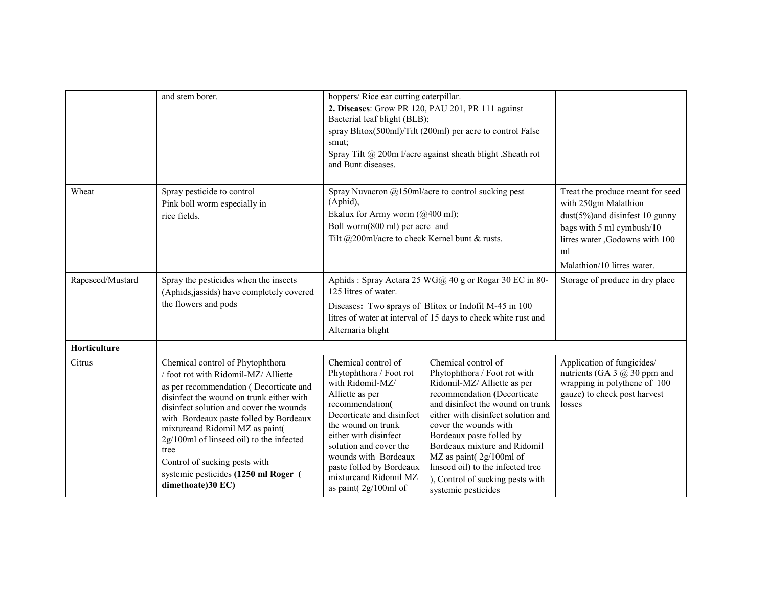| | | | | |
|---|---|---|---|---|
| | and stem borer. | hoppers/ Rice ear cutting caterpillar.<br>**2. Diseases**: Grow PR 120, PAU 201, PR 111 against Bacterial leaf blight (BLB);<br>spray Blitox(500ml)/Tilt (200ml) per acre to control False smut;<br>Spray Tilt @ 200m l/acre against sheath blight ,Sheath rot and Bunt diseases. | | |
| Wheat | Spray pesticide to control Pink boll worm especially in rice fields. | Spray Nuvacron @150ml/acre to control sucking pest (Aphid),<br>Ekalux for Army worm (@400 ml);<br>Boll worm(800 ml) per acre and<br>Tilt @200ml/acre to check Kernel bunt & rusts. | | Treat the produce meant for seed with 250gm Malathion dust(5%)and disinfest 10 gunny bags with 5 ml cymbush/10 litres water ,Godowns with 100 ml<br>Malathion/10 litres water. |
| Rapeseed/Mustard | Spray the pesticides when the insects (Aphids,jassids) have completely covered the flowers and pods | Aphids : Spray Actara 25 WG@ 40 g or Rogar 30 EC in 80-125 litres of water.<br>Diseases**:** Two **s**prays of Blitox or Indofil M-45 in 100 litres of water at interval of 15 days to check white rust and Alternaria blight | | Storage of produce in dry place |
| **Horticulture** | | | | |
| Citrus | Chemical control of Phytophthora / foot rot with Ridomil-MZ/ Alliette as per recommendation ( Decorticate and disinfect the wound on trunk either with disinfect solution and cover the wounds with Bordeaux paste folled by Bordeaux mixtureand Ridomil MZ as paint( 2g/100ml of linseed oil) to the infected tree<br>Control of sucking pests with systemic pesticides **(1250 ml Roger ( dimethoate)30 EC)** | Chemical control of Phytophthora / Foot rot with Ridomil-MZ/ Alliette as per recommendation**(** Decorticate and disinfect the wound on trunk either with disinfect solution and cover the wounds with Bordeaux paste folled by Bordeaux mixtureand Ridomil MZ as paint( 2g/100ml of | Chemical control of Phytophthora / Foot rot with Ridomil-MZ/ Alliette as per recommendation **(**Decorticate and disinfect the wound on trunk either with disinfect solution and cover the wounds with Bordeaux paste folled by Bordeaux mixture and Ridomil MZ as paint( 2g/100ml of linseed oil) to the infected tree ), Control of sucking pests with systemic pesticides | Application of fungicides/ nutrients (GA 3 @ 30 ppm and wrapping in polythene of 100 gauze**)** to check post harvest losses |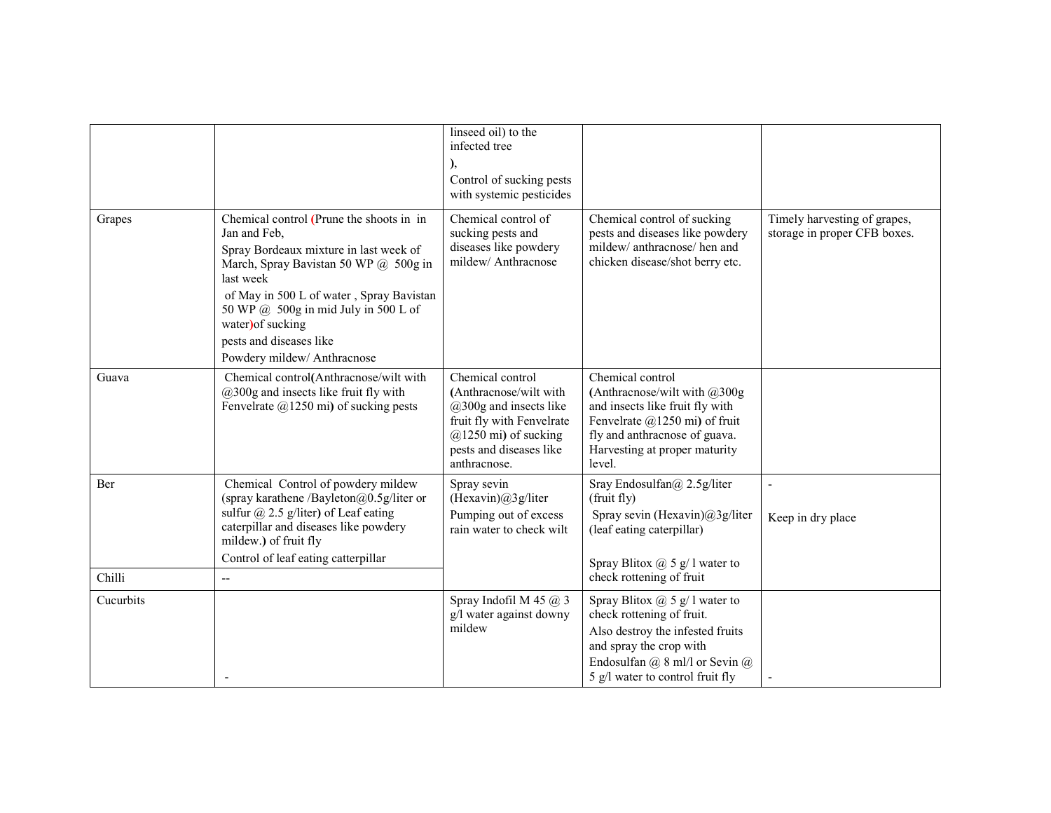| | | | | |
|---|---|---|---|---|
| | | linseed oil) to the infected tree ), Control of sucking pests with systemic pesticides | | |
| Grapes | Chemical control (Prune the shoots in in Jan and Feb, Spray Bordeaux mixture in last week of March, Spray Bavistan 50 WP @ 500g in last week of May in 500 L of water , Spray Bavistan 50 WP @ 500g in mid July in 500 L of water)of sucking pests and diseases like Powdery mildew/ Anthracnose | Chemical control of sucking pests and diseases like powdery mildew/ Anthracnose | Chemical control of sucking pests and diseases like powdery mildew/ anthracnose/ hen and chicken disease/shot berry etc. | Timely harvesting of grapes, storage in proper CFB boxes. |
| Guava | Chemical control(Anthracnose/wilt with @300g and insects like fruit fly with Fenvelrate @1250 mi) of sucking pests | Chemical control (Anthracnose/wilt with @300g and insects like fruit fly with Fenvelrate @1250 mi) of sucking pests and diseases like anthracnose. | Chemical control (Anthracnose/wilt with @300g and insects like fruit fly with Fenvelrate @1250 mi) of fruit fly and anthracnose of guava. Harvesting at proper maturity level. | |
| Ber | Chemical Control of powdery mildew (spray karathene /Bayleton@0.5g/liter or sulfur @ 2.5 g/liter) of Leaf eating caterpillar and diseases like powdery mildew.) of fruit fly Control of leaf eating catterpillar | Spray sevin (Hexavin)@3g/liter Pumping out of excess rain water to check wilt | Sray Endosulfan@ 2.5g/liter (fruit fly) Spray sevin (Hexavin)@3g/liter (leaf eating caterpillar) Spray Blitox @ 5 g/ l water to check rottening of fruit | - Keep in dry place |
| Chilli | -- | | | |
| Cucurbits | - | Spray Indofil M 45 @ 3 g/l water against downy mildew | Spray Blitox @ 5 g/ l water to check rottening of fruit. Also destroy the infested fruits and spray the crop with Endosulfan @ 8 ml/l or Sevin @ 5 g/l water to control fruit fly | - |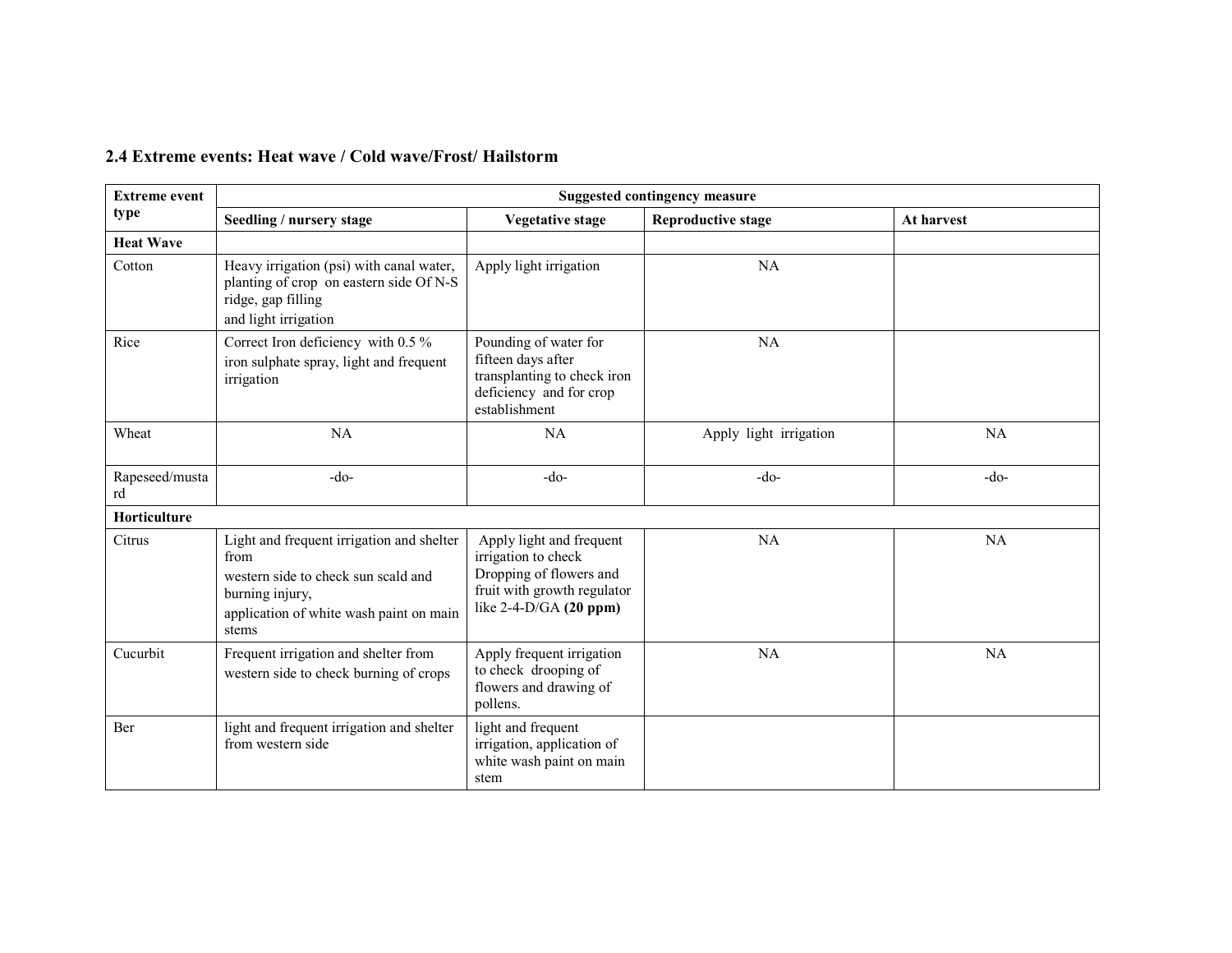## 2.4 Extreme events: Heat wave / Cold wave/Frost/ Hailstorm

| Extreme event type | Suggested contingency measure | | | |
|---|---|---|---|---|
| | **Seedling / nursery stage** | **Vegetative stage** | **Reproductive stage** | **At harvest** |
| **Heat Wave** | | | | |
| Cotton | Heavy irrigation (psi) with canal water, planting of crop on eastern side Of N-S ridge, gap filling and light irrigation | Apply light irrigation | NA | |
| Rice | Correct Iron deficiency with 0.5 % iron sulphate spray, light and frequent irrigation | Pounding of water for fifteen days after transplanting to check iron deficiency and for crop establishment | NA | |
| Wheat | NA | NA | Apply light irrigation | NA |
| Rapeseed/mustard | -do- | -do- | -do- | -do- |
| **Horticulture** | | | | |
| Citrus | Light and frequent irrigation and shelter from western side to check sun scald and burning injury, application of white wash paint on main stems | Apply light and frequent irrigation to check Dropping of flowers and fruit with growth regulator like 2-4-D/GA **(20 ppm)** | NA | NA |
| Cucurbit | Frequent irrigation and shelter from western side to check burning of crops | Apply frequent irrigation to check drooping of flowers and drawing of pollens. | NA | NA |
| Ber | light and frequent irrigation and shelter from western side | light and frequent irrigation, application of white wash paint on main stem | | |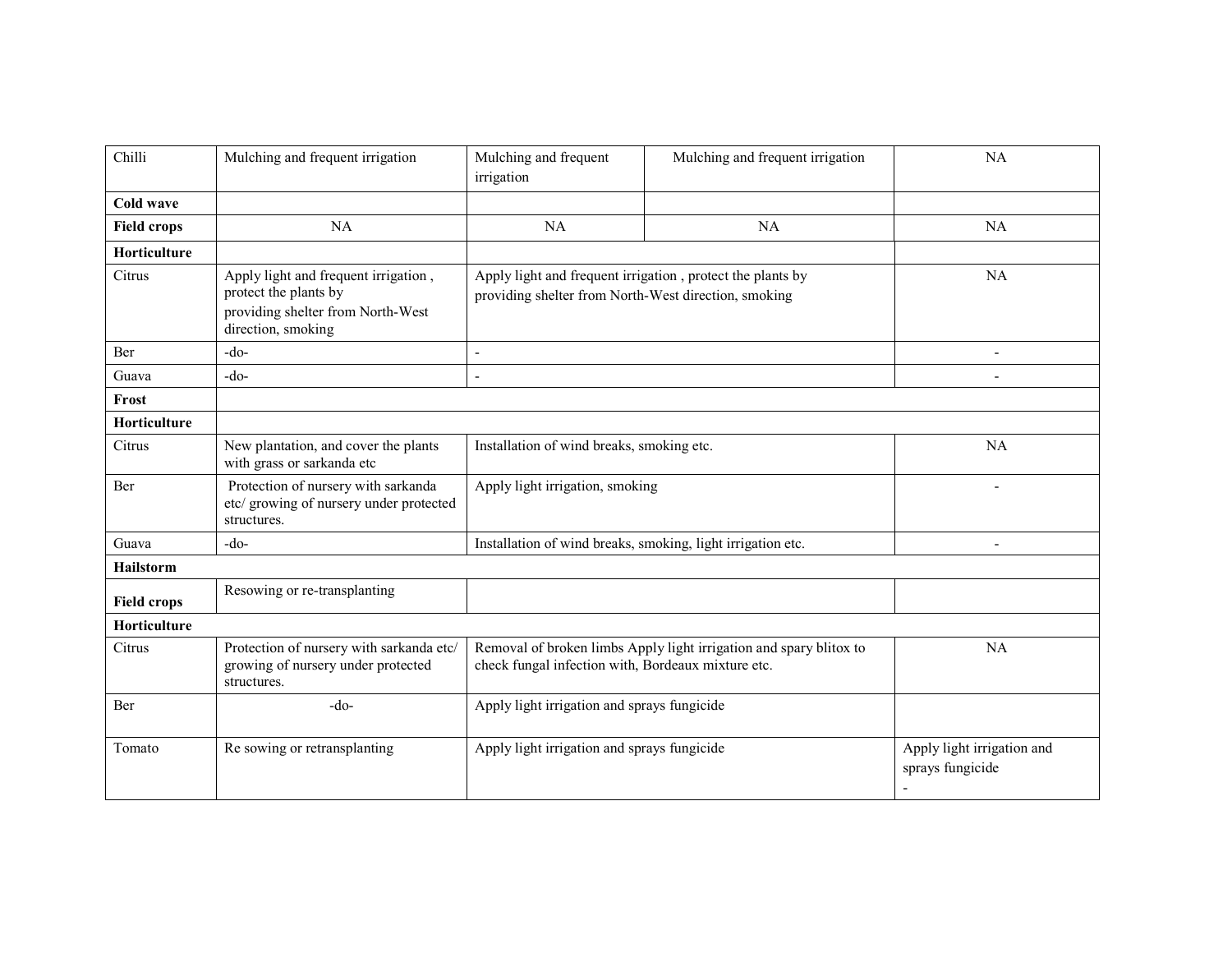| | | | | |
|---|---|---|---|---|
| Chilli | Mulching and frequent irrigation | Mulching and frequent irrigation | Mulching and frequent irrigation | NA |
| **Cold wave** | | | | |
| **Field crops** | NA | NA | NA | NA |
| **Horticulture** | | | | |
| Citrus | Apply light and frequent irrigation , protect the plants by providing shelter from North-West direction, smoking | Apply light and frequent irrigation , protect the plants by providing shelter from North-West direction, smoking | | NA |
| Ber | -do- | - | | - |
| Guava | -do- | - | | - |
| **Frost** | | | | |
| **Horticulture** | | | | |
| Citrus | New plantation, and cover the plants with grass or sarkanda etc | Installation of wind breaks, smoking etc. | | NA |
| Ber | Protection of nursery with sarkanda etc/ growing of nursery under protected structures. | Apply light irrigation, smoking | | - |
| Guava | -do- | Installation of wind breaks, smoking, light irrigation etc. | | - |
| **Hailstorm** | | | | |
| **Field crops** | Resowing or re-transplanting | | | |
| **Horticulture** | | | | |
| Citrus | Protection of nursery with sarkanda etc/ growing of nursery under protected structures. | Removal of broken limbs Apply light irrigation and spary blitox to check fungal infection with, Bordeaux mixture etc. | | NA |
| Ber | -do- | Apply light irrigation and sprays fungicide | | |
| Tomato | Re sowing or retransplanting | Apply light irrigation and sprays fungicide | | Apply light irrigation and sprays fungicide - |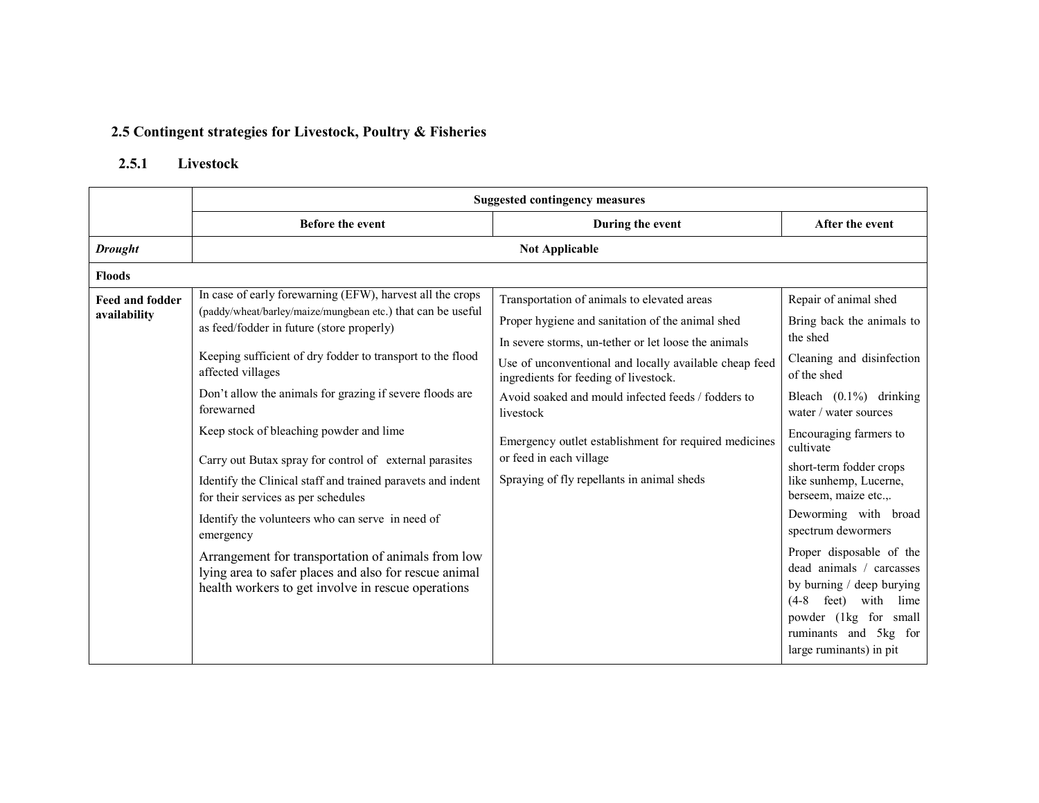## 2.5 Contingent strategies for Livestock, Poultry & Fisheries

### 2.5.1 Livestock

| | Suggested contingency measures | | |
|---|---|---|---|
| | **Before the event** | **During the event** | **After the event** |
| ***Drought*** | **Not Applicable** | | |
| **Floods** | | | |
| **Feed and fodder availability** | In case of early forewarning (EFW), harvest all the crops (paddy/wheat/barley/maize/mungbean etc.) that can be useful as feed/fodder in future (store properly)<br><br>Keeping sufficient of dry fodder to transport to the flood affected villages<br><br>Don't allow the animals for grazing if severe floods are forewarned<br><br>Keep stock of bleaching powder and lime<br><br>Carry out Butax spray for control of external parasites<br><br>Identify the Clinical staff and trained paravets and indent for their services as per schedules<br><br>Identify the volunteers who can serve in need of emergency<br><br>Arrangement for transportation of animals from low lying area to safer places and also for rescue animal health workers to get involve in rescue operations | Transportation of animals to elevated areas<br><br>Proper hygiene and sanitation of the animal shed<br><br>In severe storms, un-tether or let loose the animals<br><br>Use of unconventional and locally available cheap feed ingredients for feeding of livestock.<br><br>Avoid soaked and mould infected feeds / fodders to livestock<br><br>Emergency outlet establishment for required medicines or feed in each village<br><br>Spraying of fly repellants in animal sheds | Repair of animal shed<br><br>Bring back the animals to the shed<br><br>Cleaning and disinfection of the shed<br><br>Bleach (0.1%) drinking water / water sources<br><br>Encouraging farmers to cultivate<br><br>short-term fodder crops like sunhemp, Lucerne, berseem, maize etc.,.<br><br>Deworming with broad spectrum dewormers<br><br>Proper disposable of the dead animals / carcasses by burning / deep burying (4-8 feet) with lime powder (1kg for small ruminants and 5kg for large ruminants) in pit |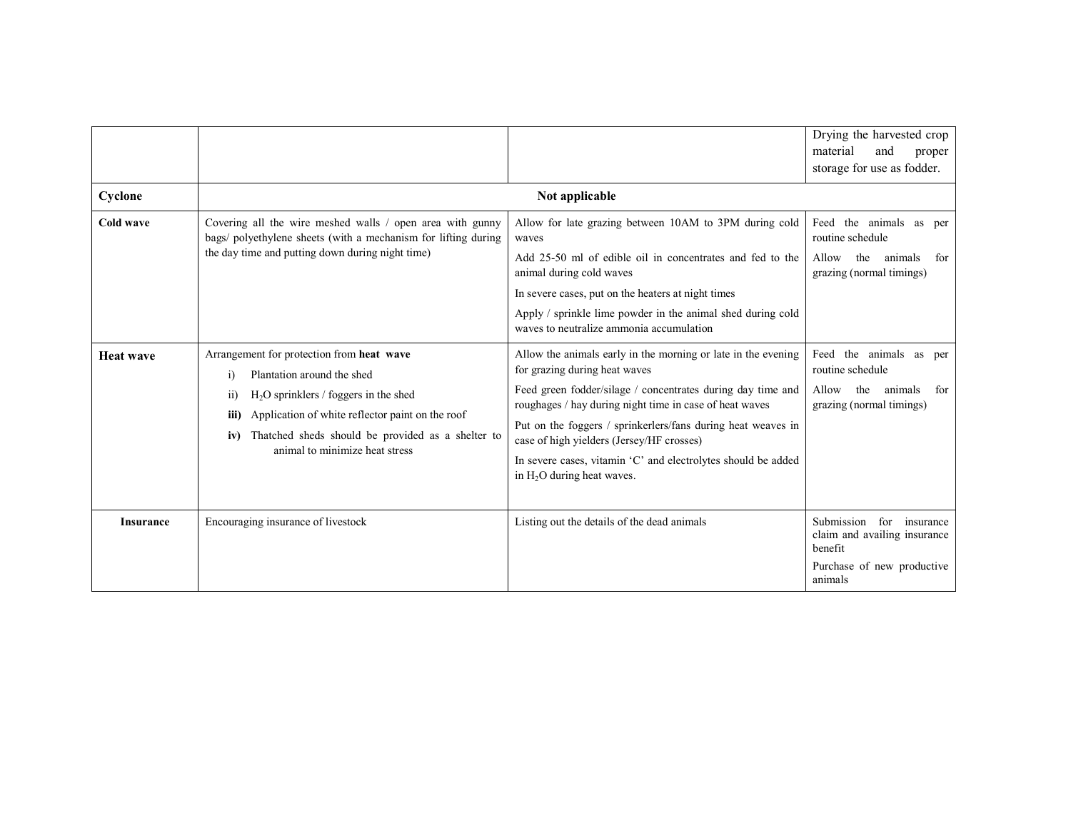| | | | |
|---|---|---|---|
| | | | Drying the harvested crop material and proper storage for use as fodder. |
| **Cyclone** | **Not applicable** | | |
| **Cold wave** | Covering all the wire meshed walls / open area with gunny bags/ polyethylene sheets (with a mechanism for lifting during the day time and putting down during night time) | Allow for late grazing between 10AM to 3PM during cold waves<br>Add 25-50 ml of edible oil in concentrates and fed to the animal during cold waves<br>In severe cases, put on the heaters at night times<br>Apply / sprinkle lime powder in the animal shed during cold waves to neutralize ammonia accumulation | Feed the animals as per routine schedule<br>Allow the animals for grazing (normal timings) |
| **Heat wave** | Arrangement for protection from **heat wave**<br>i) Plantation around the shed<br>ii) $H_2O$ sprinklers / foggers in the shed<br>**iii)** Application of white reflector paint on the roof<br>**iv)** Thatched sheds should be provided as a shelter to animal to minimize heat stress | Allow the animals early in the morning or late in the evening for grazing during heat waves<br>Feed green fodder/silage / concentrates during day time and roughages / hay during night time in case of heat waves<br>Put on the foggers / sprinkerlers/fans during heat weaves in case of high yielders (Jersey/HF crosses)<br>In severe cases, vitamin 'C' and electrolytes should be added in $H_2O$ during heat waves. | Feed the animals as per routine schedule<br>Allow the animals for grazing (normal timings) |
| **Insurance** | Encouraging insurance of livestock | Listing out the details of the dead animals | Submission for insurance claim and availing insurance benefit<br>Purchase of new productive animals |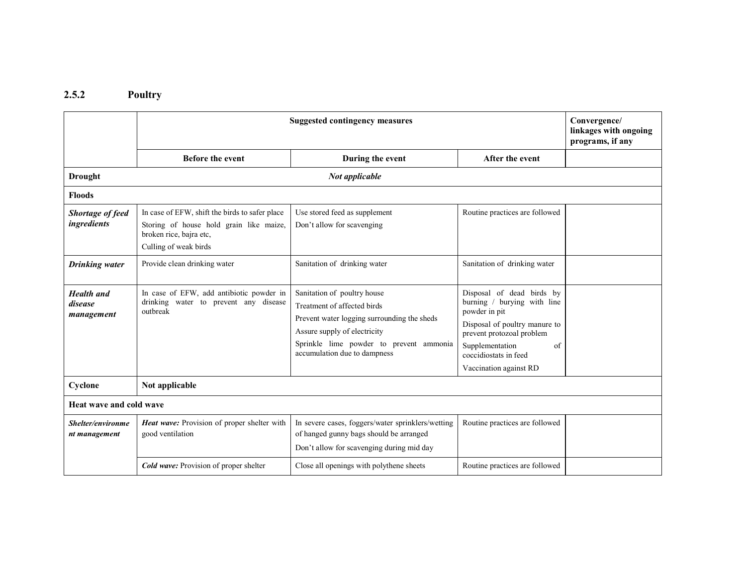## 2.5.2 Poultry

| | Suggested contingency measures | | | Convergence/ linkages with ongoing programs, if any |
|---|---|---|---|---|
| | **Before the event** | **During the event** | **After the event** | |
| **Drought** | ***Not applicable*** | | | |
| **Floods** | | | | |
| ***Shortage of feed ingredients*** | In case of EFW, shift the birds to safer place<br>Storing of house hold grain like maize, broken rice, bajra etc,<br>Culling of weak birds | Use stored feed as supplement<br>Don't allow for scavenging | Routine practices are followed | |
| ***Drinking water*** | Provide clean drinking water | Sanitation of drinking water | Sanitation of drinking water | |
| ***Health and disease management*** | In case of EFW, add antibiotic powder in drinking water to prevent any disease outbreak | Sanitation of poultry house<br>Treatment of affected birds<br>Prevent water logging surrounding the sheds<br>Assure supply of electricity<br>Sprinkle lime powder to prevent ammonia accumulation due to dampness | Disposal of dead birds by burning / burying with line powder in pit<br>Disposal of poultry manure to prevent protozoal problem<br>Supplementation of coccidiostats in feed<br>Vaccination against RD | |
| **Cyclone** | **Not applicable** | | | |
| **Heat wave and cold wave** | | | | |
| ***Shelter/environment management*** | ***Heat wave:*** Provision of proper shelter with good ventilation | In severe cases, foggers/water sprinklers/wetting of hanged gunny bags should be arranged<br>Don't allow for scavenging during mid day | Routine practices are followed | |
| | ***Cold wave:*** Provision of proper shelter | Close all openings with polythene sheets | Routine practices are followed | |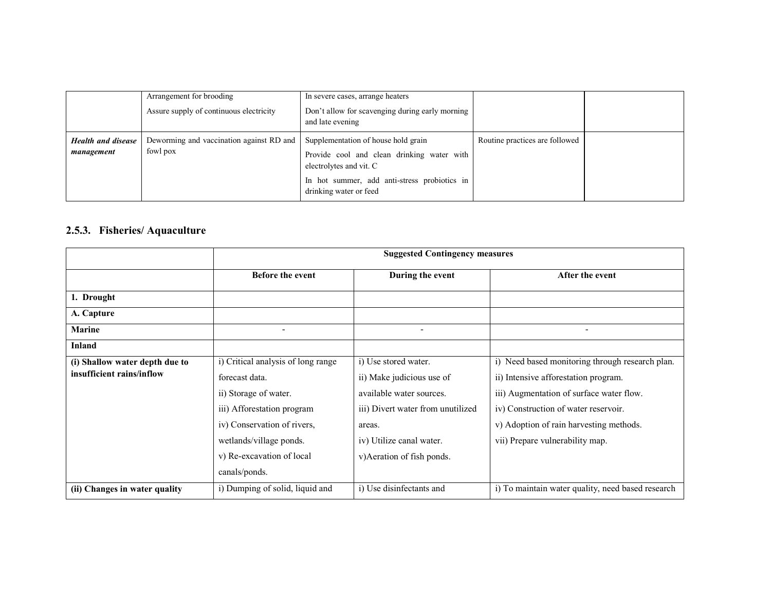|  |  |  |  |  |
|---|---|---|---|---|
|  | Arrangement for brooding<br>Assure supply of continuous electricity | In severe cases, arrange heaters<br>Don't allow for scavenging during early morning and late evening |  |  |
| ***Health and disease management*** | Deworming and vaccination against RD and fowl pox | Supplementation of house hold grain<br>Provide cool and clean drinking water with electrolytes and vit. C<br>In hot summer, add anti-stress probiotics in drinking water or feed | Routine practices are followed |  |

### 2.5.3. Fisheries/ Aquaculture

|  | **Suggested Contingency measures** | | |
|---|---|---|---|
|  | **Before the event** | **During the event** | **After the event** |
| **1. Drought** |  |  |  |
| **A. Capture** |  |  |  |
| **Marine** | - | - | - |
| **Inland** |  |  |  |
| **(i) Shallow water depth due to insufficient rains/inflow** | i) Critical analysis of long range forecast data.<br>ii) Storage of water.<br>iii) Afforestation program<br>iv) Conservation of rivers, wetlands/village ponds.<br>v) Re-excavation of local canals/ponds. | i) Use stored water.<br>ii) Make judicious use of available water sources.<br>iii) Divert water from unutilized areas.<br>iv) Utilize canal water.<br>v)Aeration of fish ponds. | i) Need based monitoring through research plan.<br>ii) Intensive afforestation program.<br>iii) Augmentation of surface water flow.<br>iv) Construction of water reservoir.<br>v) Adoption of rain harvesting methods.<br>vii) Prepare vulnerability map. |
| **(ii) Changes in water quality** | i) Dumping of solid, liquid and | i) Use disinfectants and | i) To maintain water quality, need based research |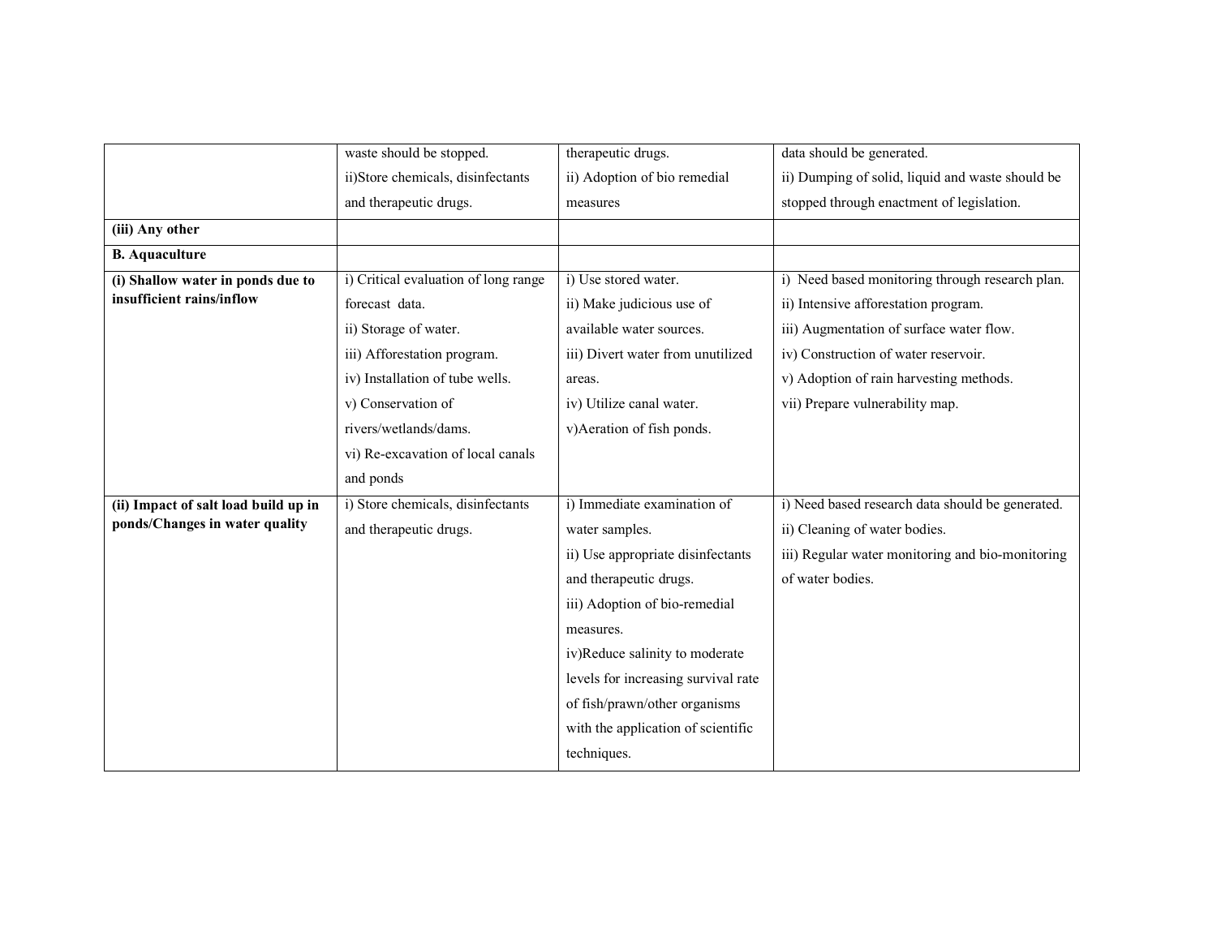| | | | |
|---|---|---|---|
| | waste should be stopped.<br>ii)Store chemicals, disinfectants and therapeutic drugs. | therapeutic drugs.<br>ii) Adoption of bio remedial measures | data should be generated.<br>ii) Dumping of solid, liquid and waste should be stopped through enactment of legislation. |
| **(iii) Any other** | | | |
| **B. Aquaculture** | | | |
| **(i) Shallow water in ponds due to insufficient rains/inflow** | i) Critical evaluation of long range forecast data.<br>ii) Storage of water.<br>iii) Afforestation program.<br>iv) Installation of tube wells.<br>v) Conservation of rivers/wetlands/dams.<br>vi) Re-excavation of local canals and ponds | i) Use stored water.<br>ii) Make judicious use of available water sources.<br>iii) Divert water from unutilized areas.<br>iv) Utilize canal water.<br>v)Aeration of fish ponds. | i) Need based monitoring through research plan.<br>ii) Intensive afforestation program.<br>iii) Augmentation of surface water flow.<br>iv) Construction of water reservoir.<br>v) Adoption of rain harvesting methods.<br>vii) Prepare vulnerability map. |
| **(ii) Impact of salt load build up in ponds/Changes in water quality** | i) Store chemicals, disinfectants and therapeutic drugs. | i) Immediate examination of water samples.<br>ii) Use appropriate disinfectants and therapeutic drugs.<br>iii) Adoption of bio-remedial measures.<br>iv)Reduce salinity to moderate levels for increasing survival rate of fish/prawn/other organisms with the application of scientific techniques. | i) Need based research data should be generated.<br>ii) Cleaning of water bodies.<br>iii) Regular water monitoring and bio-monitoring of water bodies. |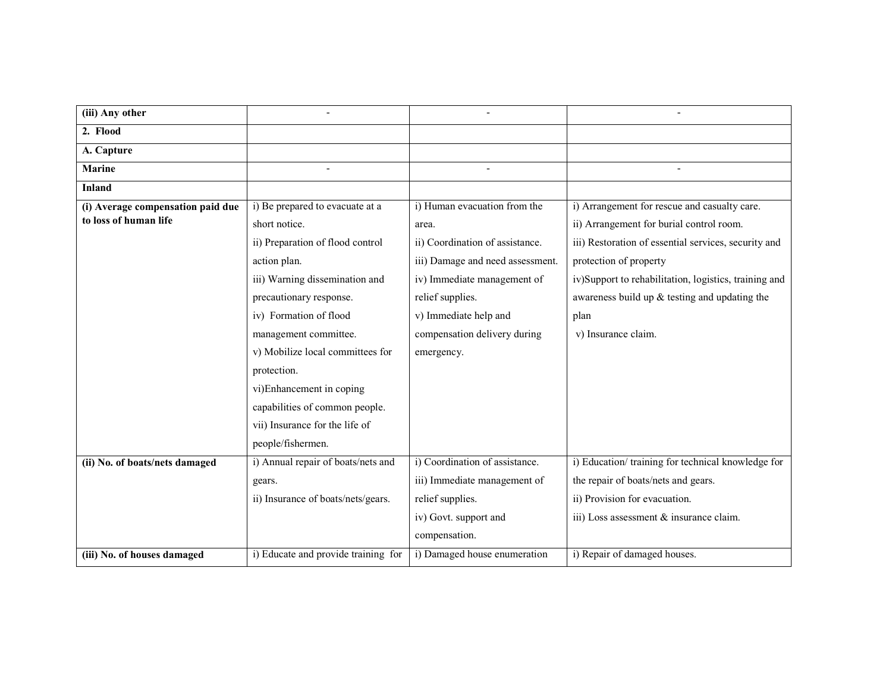| **(iii) Any other** | - | - | - |
|---|---|---|---|
| **2. Flood** | | | |
| **A. Capture** | | | |
| **Marine** | - | - | - |
| **Inland** | | | |
| **(i) Average compensation paid due to loss of human life** | i) Be prepared to evacuate at a short notice.<br>ii) Preparation of flood control action plan.<br>iii) Warning dissemination and precautionary response.<br>iv) Formation of flood management committee.<br>v) Mobilize local committees for protection.<br>vi)Enhancement in coping capabilities of common people.<br>vii) Insurance for the life of people/fishermen. | i) Human evacuation from the area.<br>ii) Coordination of assistance.<br>iii) Damage and need assessment.<br>iv) Immediate management of relief supplies.<br>v) Immediate help and compensation delivery during emergency. | i) Arrangement for rescue and casualty care.<br>ii) Arrangement for burial control room.<br>iii) Restoration of essential services, security and protection of property<br>iv)Support to rehabilitation, logistics, training and awareness build up & testing and updating the plan<br>v) Insurance claim. |
| **(ii) No. of boats/nets damaged** | i) Annual repair of boats/nets and gears.<br>ii) Insurance of boats/nets/gears. | i) Coordination of assistance.<br>iii) Immediate management of relief supplies.<br>iv) Govt. support and compensation. | i) Education/ training for technical knowledge for the repair of boats/nets and gears.<br>ii) Provision for evacuation.<br>iii) Loss assessment & insurance claim. |
| **(iii) No. of houses damaged** | i) Educate and provide training for | i) Damaged house enumeration | i) Repair of damaged houses. |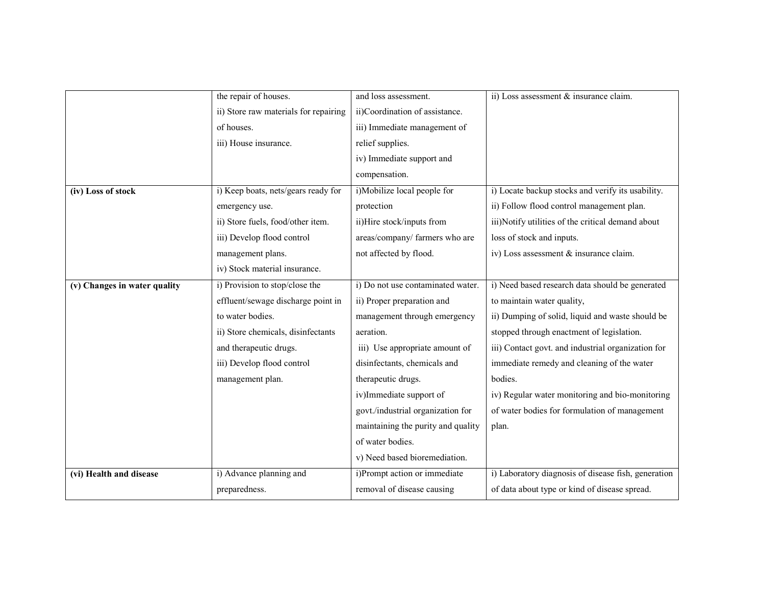| | | | |
|---|---|---|---|
| | the repair of houses.<br>ii) Store raw materials for repairing of houses.<br>iii) House insurance. | and loss assessment.<br>ii)Coordination of assistance.<br>iii) Immediate management of relief supplies.<br>iv) Immediate support and compensation. | ii) Loss assessment & insurance claim. |
| **(iv) Loss of stock** | i) Keep boats, nets/gears ready for emergency use.<br>ii) Store fuels, food/other item.<br>iii) Develop flood control management plans.<br>iv) Stock material insurance. | i)Mobilize local people for protection<br>ii)Hire stock/inputs from areas/company/ farmers who are not affected by flood. | i) Locate backup stocks and verify its usability.<br>ii) Follow flood control management plan.<br>iii)Notify utilities of the critical demand about loss of stock and inputs.<br>iv) Loss assessment & insurance claim. |
| **(v) Changes in water quality** | i) Provision to stop/close the effluent/sewage discharge point in to water bodies.<br>ii) Store chemicals, disinfectants and therapeutic drugs.<br>iii) Develop flood control management plan. | i) Do not use contaminated water.<br>ii) Proper preparation and management through emergency aeration.<br>iii) Use appropriate amount of disinfectants, chemicals and therapeutic drugs.<br>iv)Immediate support of govt./industrial organization for maintaining the purity and quality of water bodies.<br>v) Need based bioremediation. | i) Need based research data should be generated to maintain water quality,<br>ii) Dumping of solid, liquid and waste should be stopped through enactment of legislation.<br>iii) Contact govt. and industrial organization for immediate remedy and cleaning of the water bodies.<br>iv) Regular water monitoring and bio-monitoring of water bodies for formulation of management plan. |
| **(vi) Health and disease** | i) Advance planning and preparedness. | i)Prompt action or immediate removal of disease causing | i) Laboratory diagnosis of disease fish, generation of data about type or kind of disease spread. |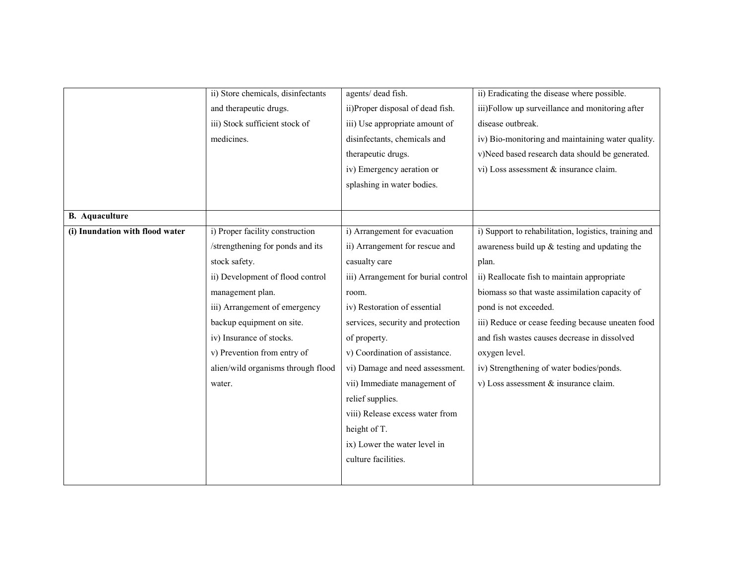| | | | |
|---|---|---|---|
| | ii) Store chemicals, disinfectants and therapeutic drugs.<br>iii) Stock sufficient stock of medicines. | agents/ dead fish.<br>ii)Proper disposal of dead fish.<br>iii) Use appropriate amount of disinfectants, chemicals and therapeutic drugs.<br>iv) Emergency aeration or splashing in water bodies. | ii) Eradicating the disease where possible.<br>iii)Follow up surveillance and monitoring after disease outbreak.<br>iv) Bio-monitoring and maintaining water quality.<br>v)Need based research data should be generated.<br>vi) Loss assessment & insurance claim. |
| **B. Aquaculture** | | | |
| **(i) Inundation with flood water** | i) Proper facility construction /strengthening for ponds and its stock safety.<br>ii) Development of flood control management plan.<br>iii) Arrangement of emergency backup equipment on site.<br>iv) Insurance of stocks.<br>v) Prevention from entry of alien/wild organisms through flood water. | i) Arrangement for evacuation<br>ii) Arrangement for rescue and casualty care<br>iii) Arrangement for burial control room.<br>iv) Restoration of essential services, security and protection of property.<br>v) Coordination of assistance.<br>vi) Damage and need assessment.<br>vii) Immediate management of relief supplies.<br>viii) Release excess water from height of T.<br>ix) Lower the water level in culture facilities. | i) Support to rehabilitation, logistics, training and awareness build up & testing and updating the plan.<br>ii) Reallocate fish to maintain appropriate biomass so that waste assimilation capacity of pond is not exceeded.<br>iii) Reduce or cease feeding because uneaten food and fish wastes causes decrease in dissolved oxygen level.<br>iv) Strengthening of water bodies/ponds.<br>v) Loss assessment & insurance claim. |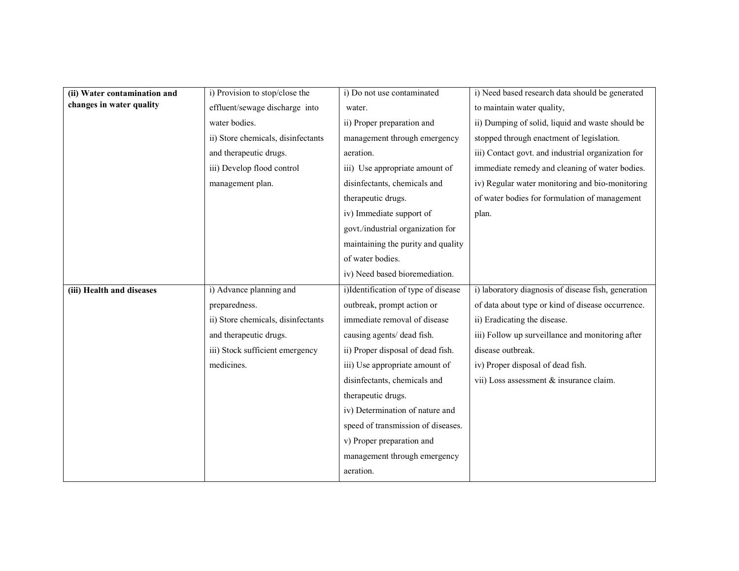| **(ii) Water contamination and changes in water quality** | i) Provision to stop/close the effluent/sewage discharge into water bodies.<br>ii) Store chemicals, disinfectants and therapeutic drugs.<br>iii) Develop flood control management plan. | i) Do not use contaminated water.<br>ii) Proper preparation and management through emergency aeration.<br>iii) Use appropriate amount of disinfectants, chemicals and therapeutic drugs.<br>iv) Immediate support of govt./industrial organization for maintaining the purity and quality of water bodies.<br>iv) Need based bioremediation. | i) Need based research data should be generated to maintain water quality,<br>ii) Dumping of solid, liquid and waste should be stopped through enactment of legislation.<br>iii) Contact govt. and industrial organization for immediate remedy and cleaning of water bodies.<br>iv) Regular water monitoring and bio-monitoring of water bodies for formulation of management plan. |
|---|---|---|---|
| **(iii) Health and diseases** | i) Advance planning and preparedness.<br>ii) Store chemicals, disinfectants and therapeutic drugs.<br>iii) Stock sufficient emergency medicines. | i)Identification of type of disease outbreak, prompt action or immediate removal of disease causing agents/ dead fish.<br>ii) Proper disposal of dead fish.<br>iii) Use appropriate amount of disinfectants, chemicals and therapeutic drugs.<br>iv) Determination of nature and speed of transmission of diseases.<br>v) Proper preparation and management through emergency aeration. | i) laboratory diagnosis of disease fish, generation of data about type or kind of disease occurrence.<br>ii) Eradicating the disease.<br>iii) Follow up surveillance and monitoring after disease outbreak.<br>iv) Proper disposal of dead fish.<br>vii) Loss assessment & insurance claim. |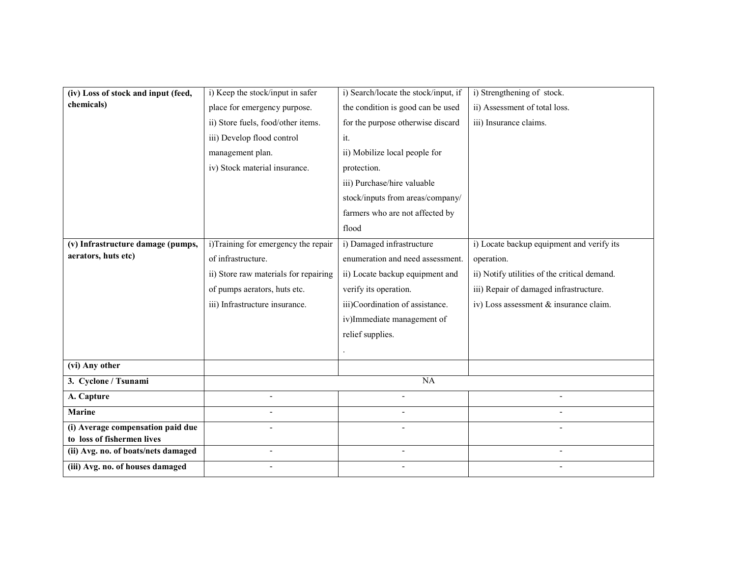| **(iv) Loss of stock and input (feed, chemicals)** | i) Keep the stock/input in safer place for emergency purpose.<br>ii) Store fuels, food/other items.<br>iii) Develop flood control management plan.<br>iv) Stock material insurance. | i) Search/locate the stock/input, if the condition is good can be used for the purpose otherwise discard it.<br>ii) Mobilize local people for protection.<br>iii) Purchase/hire valuable stock/inputs from areas/company/ farmers who are not affected by flood | i) Strengthening of stock.<br>ii) Assessment of total loss.<br>iii) Insurance claims. |
|---|---|---|---|
| **(v) Infrastructure damage (pumps, aerators, huts etc)** | i)Training for emergency the repair of infrastructure.<br>ii) Store raw materials for repairing of pumps aerators, huts etc.<br>iii) Infrastructure insurance. | i) Damaged infrastructure enumeration and need assessment.<br>ii) Locate backup equipment and verify its operation.<br>iii)Coordination of assistance.<br>iv)Immediate management of relief supplies.<br>. | i) Locate backup equipment and verify its operation.<br>ii) Notify utilities of the critical demand.<br>iii) Repair of damaged infrastructure.<br>iv) Loss assessment & insurance claim. |
| **(vi) Any other** | | | |
| **3. Cyclone / Tsunami** | NA | | |
| **A. Capture** | - | - | - |
| **Marine** | - | - | - |
| **(i) Average compensation paid due to loss of fishermen lives** | - | - | - |
| **(ii) Avg. no. of boats/nets damaged** | - | - | - |
| **(iii) Avg. no. of houses damaged** | - | - | - |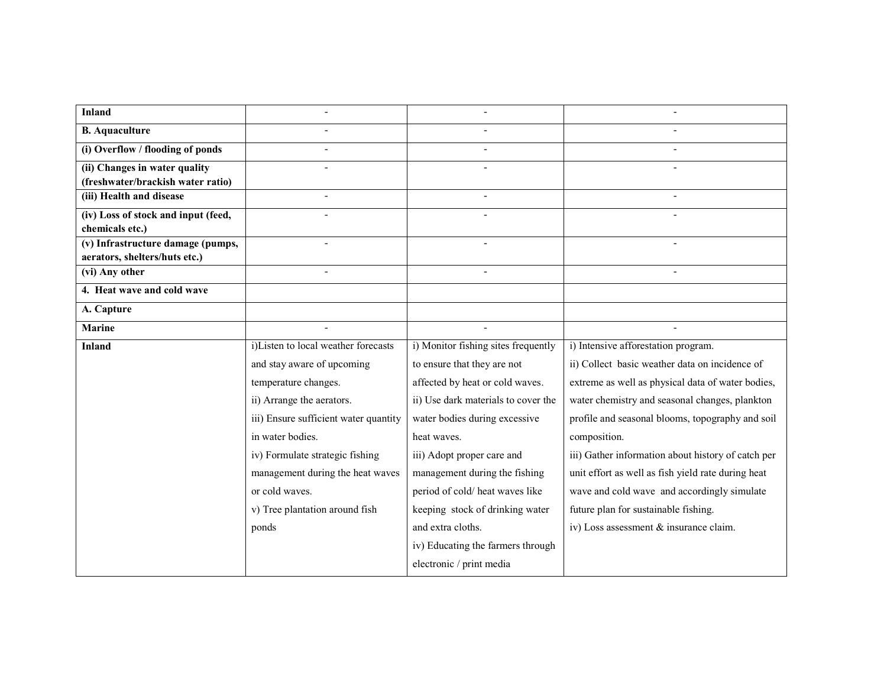| | | | |
|---|---|---|---|
| **Inland** | - | - | - |
| **B. Aquaculture** | - | - | - |
| **(i) Overflow / flooding of ponds** | - | - | - |
| **(ii) Changes in water quality (freshwater/brackish water ratio)** | - | - | - |
| **(iii) Health and disease** | - | - | - |
| **(iv) Loss of stock and input (feed, chemicals etc.)** | - | - | - |
| **(v) Infrastructure damage (pumps, aerators, shelters/huts etc.)** | - | - | - |
| **(vi) Any other** | - | - | - |
| **4. Heat wave and cold wave** | | | |
| **A. Capture** | | | |
| **Marine** | - | - | - |
| **Inland** | i)Listen to local weather forecasts and stay aware of upcoming temperature changes.<br>ii) Arrange the aerators.<br>iii) Ensure sufficient water quantity in water bodies.<br>iv) Formulate strategic fishing management during the heat waves or cold waves.<br>v) Tree plantation around fish ponds | i) Monitor fishing sites frequently to ensure that they are not affected by heat or cold waves.<br>ii) Use dark materials to cover the water bodies during excessive heat waves.<br>iii) Adopt proper care and management during the fishing period of cold/ heat waves like keeping stock of drinking water and extra cloths.<br>iv) Educating the farmers through electronic / print media | i) Intensive afforestation program.<br>ii) Collect basic weather data on incidence of extreme as well as physical data of water bodies, water chemistry and seasonal changes, plankton profile and seasonal blooms, topography and soil composition.<br>iii) Gather information about history of catch per unit effort as well as fish yield rate during heat wave and cold wave and accordingly simulate future plan for sustainable fishing.<br>iv) Loss assessment & insurance claim. |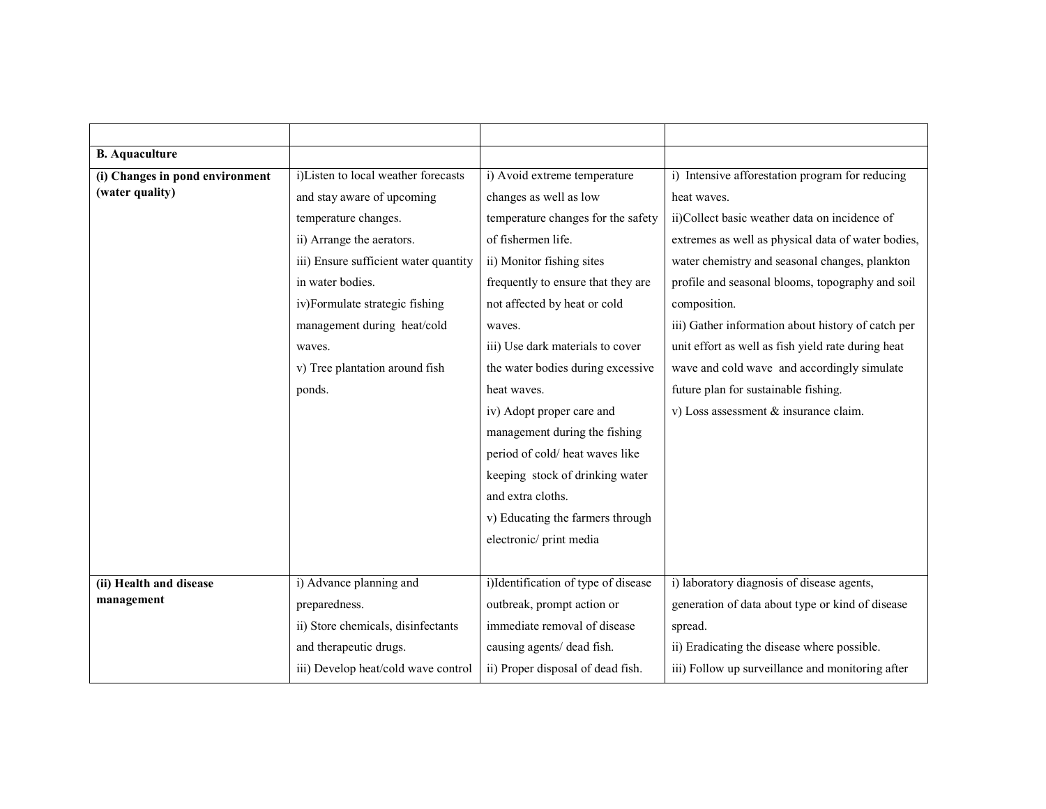| | | | |
|---|---|---|---|
| **B. Aquaculture** | | | |
| **(i) Changes in pond environment (water quality)** | i)Listen to local weather forecasts and stay aware of upcoming temperature changes.<br>ii) Arrange the aerators.<br>iii) Ensure sufficient water quantity in water bodies.<br>iv)Formulate strategic fishing management during heat/cold waves.<br>v) Tree plantation around fish ponds. | i) Avoid extreme temperature changes as well as low temperature changes for the safety of fishermen life.<br>ii) Monitor fishing sites frequently to ensure that they are not affected by heat or cold waves.<br>iii) Use dark materials to cover the water bodies during excessive heat waves.<br>iv) Adopt proper care and management during the fishing period of cold/ heat waves like keeping stock of drinking water and extra cloths.<br>v) Educating the farmers through electronic/ print media | i) Intensive afforestation program for reducing heat waves.<br>ii)Collect basic weather data on incidence of extremes as well as physical data of water bodies, water chemistry and seasonal changes, plankton profile and seasonal blooms, topography and soil composition.<br>iii) Gather information about history of catch per unit effort as well as fish yield rate during heat wave and cold wave and accordingly simulate future plan for sustainable fishing.<br>v) Loss assessment & insurance claim. |
| **(ii) Health and disease management** | i) Advance planning and preparedness.<br>ii) Store chemicals, disinfectants and therapeutic drugs.<br>iii) Develop heat/cold wave control | i)Identification of type of disease outbreak, prompt action or immediate removal of disease causing agents/ dead fish.<br>ii) Proper disposal of dead fish. | i) laboratory diagnosis of disease agents, generation of data about type or kind of disease spread.<br>ii) Eradicating the disease where possible.<br>iii) Follow up surveillance and monitoring after |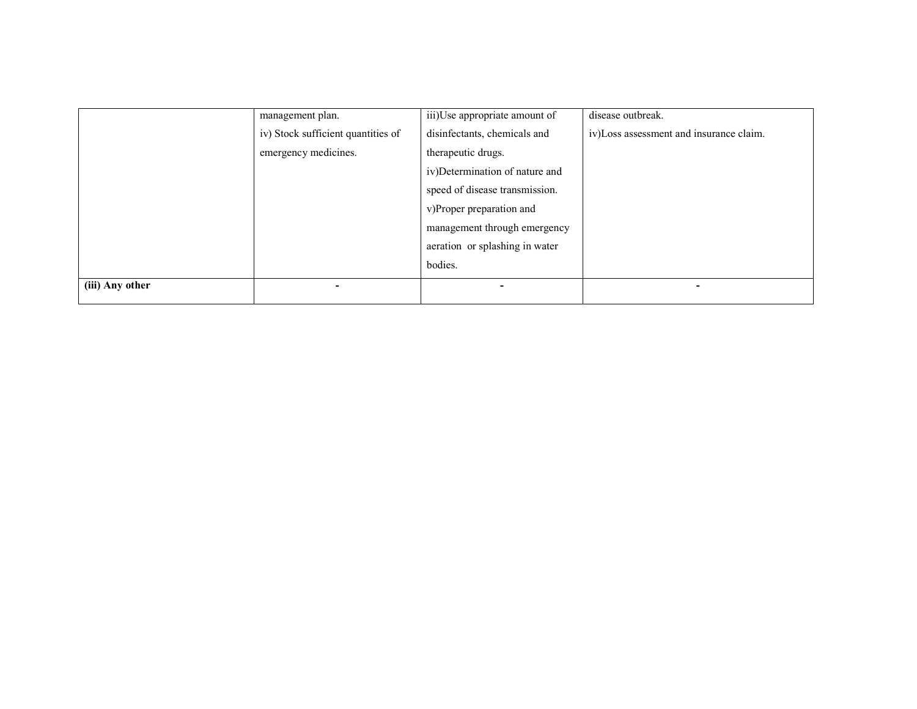| | | | |
|---|---|---|---|
| | management plan.<br>iv) Stock sufficient quantities of emergency medicines. | iii)Use appropriate amount of disinfectants, chemicals and therapeutic drugs.<br>iv)Determination of nature and speed of disease transmission.<br>v)Proper preparation and management through emergency aeration or splashing in water bodies. | disease outbreak.<br>iv)Loss assessment and insurance claim. |
| **(iii) Any other** | - | - | - |